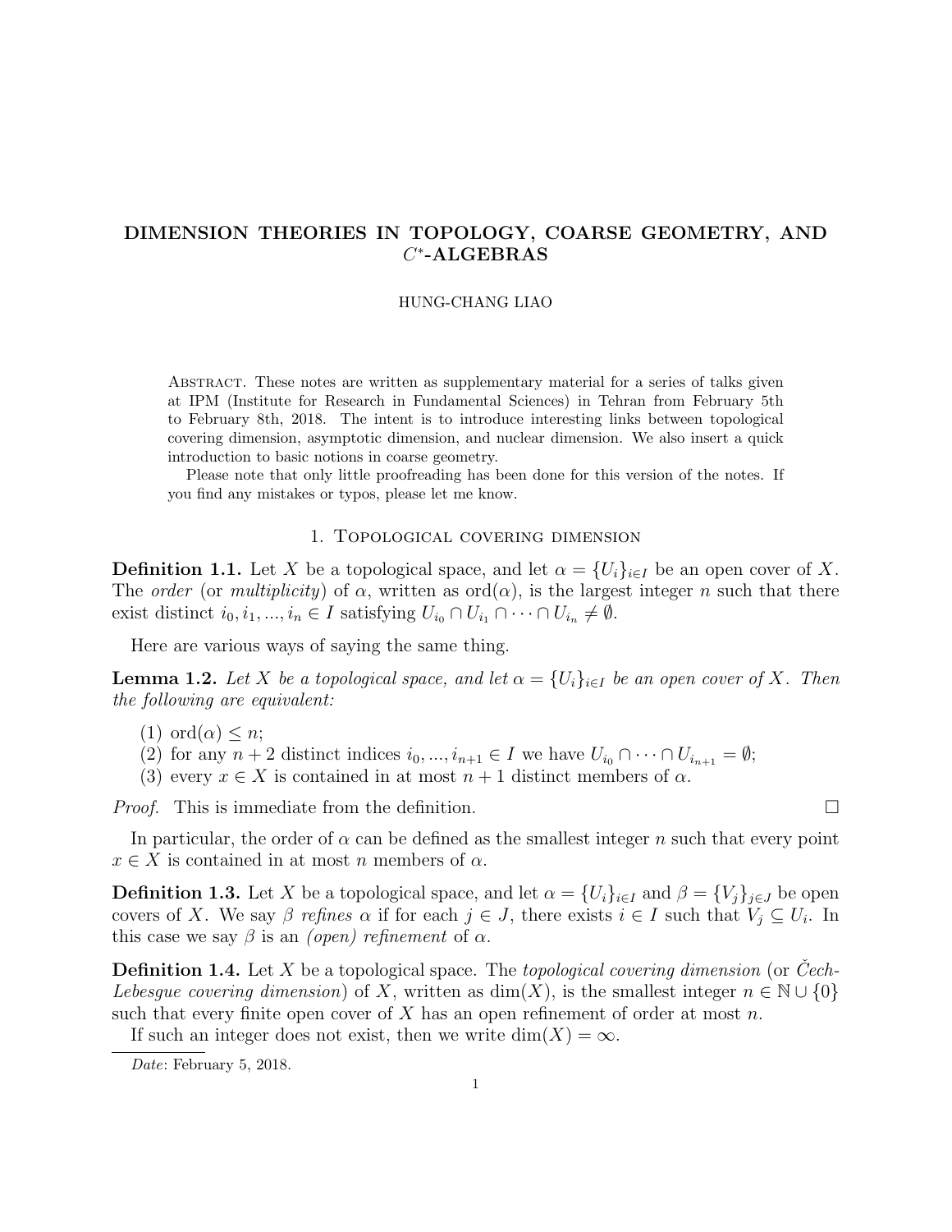# DIMENSION THEORIES IN TOPOLOGY, COARSE GEOMETRY, AND $C^*$-ALGEBRAS

HUNG-CHANG LIAO

Abstract. These notes are written as supplementary material for a series of talks given at IPM (Institute for Research in Fundamental Sciences) in Tehran from February 5th to February 8th, 2018. The intent is to introduce interesting links between topological covering dimension, asymptotic dimension, and nuclear dimension. We also insert a quick introduction to basic notions in coarse geometry.

Please note that only little proofreading has been done for this version of the notes. If you find any mistakes or typos, please let me know.

## 1. Topological covering dimension

**Definition 1.1.** Let $X$ be a topological space, and let $\alpha = \{U_i\}_{i \in I}$ be an open cover of $X$. The *order* (or *multiplicity*) of $\alpha$, written as $\text{ord}(\alpha)$, is the largest integer $n$ such that there exist distinct $i_0, i_1, ..., i_n \in I$ satisfying $U_{i_0} \cap U_{i_1} \cap \cdots \cap U_{i_n} \neq \emptyset$.

Here are various ways of saying the same thing.

**Lemma 1.2.** *Let $X$ be a topological space, and let $\alpha = \{U_i\}_{i \in I}$ be an open cover of $X$. Then the following are equivalent:*

(1) $\text{ord}(\alpha) \leq n$;
(2) for any $n+2$ distinct indices $i_0, ..., i_{n+1} \in I$ we have $U_{i_0} \cap \cdots \cap U_{i_{n+1}} = \emptyset$;
(3) every $x \in X$ is contained in at most $n+1$ distinct members of $\alpha$.

*Proof.* This is immediate from the definition. □

In particular, the order of $\alpha$ can be defined as the smallest integer $n$ such that every point $x \in X$ is contained in at most $n$ members of $\alpha$.

**Definition 1.3.** Let $X$ be a topological space, and let $\alpha = \{U_i\}_{i \in I}$ and $\beta = \{V_j\}_{j \in J}$ be open covers of $X$. We say $\beta$ *refines* $\alpha$ if for each $j \in J$, there exists $i \in I$ such that $V_j \subseteq U_i$. In this case we say $\beta$ is an *(open) refinement* of $\alpha$.

**Definition 1.4.** Let $X$ be a topological space. The *topological covering dimension* (or *Čech-Lebesgue covering dimension*) of $X$, written as $\dim(X)$, is the smallest integer $n \in \mathbb{N} \cup \{0\}$ such that every finite open cover of $X$ has an open refinement of order at most $n$.

If such an integer does not exist, then we write $\dim(X) = \infty$.

*Date*: February 5, 2018.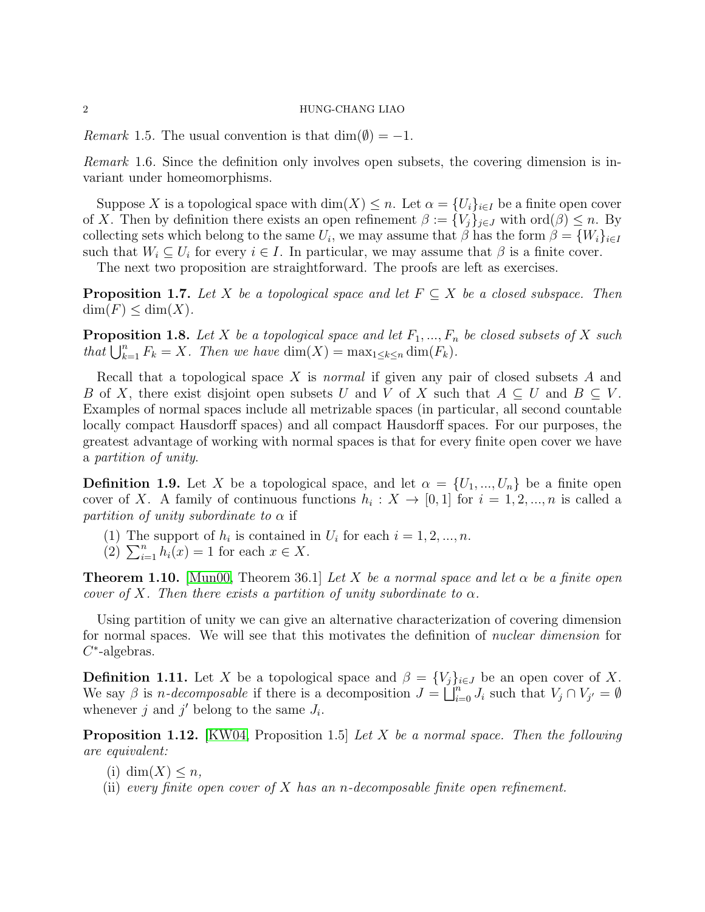*Remark* 1.5. The usual convention is that $\dim(\emptyset) = -1$.

*Remark* 1.6. Since the definition only involves open subsets, the covering dimension is invariant under homeomorphisms.

Suppose $X$ is a topological space with $\dim(X) \leq n$. Let $\alpha = \{U_i\}_{i \in I}$ be a finite open cover of $X$. Then by definition there exists an open refinement $\beta := \{V_j\}_{j \in J}$ with $\mathrm{ord}(\beta) \leq n$. By collecting sets which belong to the same $U_i$, we may assume that $\beta$ has the form $\beta = \{W_i\}_{i \in I}$ such that $W_i \subseteq U_i$ for every $i \in I$. In particular, we may assume that $\beta$ is a finite cover.

The next two proposition are straightforward. The proofs are left as exercises.

**Proposition 1.7.** *Let $X$ be a topological space and let $F \subseteq X$ be a closed subspace. Then $\dim(F) \leq \dim(X)$.*

**Proposition 1.8.** *Let $X$ be a topological space and let $F_1, ..., F_n$ be closed subsets of $X$ such that $\bigcup_{k=1}^n F_k = X$. Then we have $\dim(X) = \max_{1 \leq k \leq n} \dim(F_k)$.*

Recall that a topological space $X$ is *normal* if given any pair of closed subsets $A$ and $B$ of $X$, there exist disjoint open subsets $U$ and $V$ of $X$ such that $A \subseteq U$ and $B \subseteq V$. Examples of normal spaces include all metrizable spaces (in particular, all second countable locally compact Hausdorff spaces) and all compact Hausdorff spaces. For our purposes, the greatest advantage of working with normal spaces is that for every finite open cover we have a *partition of unity*.

**Definition 1.9.** Let $X$ be a topological space, and let $\alpha = \{U_1, ..., U_n\}$ be a finite open cover of $X$. A family of continuous functions $h_i : X \to [0, 1]$ for $i = 1, 2, ..., n$ is called a *partition of unity subordinate to* $\alpha$ if

(1) The support of $h_i$ is contained in $U_i$ for each $i = 1, 2, ..., n$.
(2) $\sum_{i=1}^n h_i(x) = 1$ for each $x \in X$.

**Theorem 1.10.** [Mun00, Theorem 36.1] *Let $X$ be a normal space and let $\alpha$ be a finite open cover of $X$. Then there exists a partition of unity subordinate to $\alpha$.*

Using partition of unity we can give an alternative characterization of covering dimension for normal spaces. We will see that this motivates the definition of *nuclear dimension* for $C^*$-algebras.

**Definition 1.11.** Let $X$ be a topological space and $\beta = \{V_j\}_{i \in J}$ be an open cover of $X$. We say $\beta$ is *$n$-decomposable* if there is a decomposition $J = \bigsqcup_{i=0}^n J_i$ such that $V_j \cap V_{j'} = \emptyset$ whenever $j$ and $j'$ belong to the same $J_i$.

**Proposition 1.12.** [KW04, Proposition 1.5] *Let $X$ be a normal space. Then the following are equivalent:*

(i) $\dim(X) \leq n$,
(ii) *every finite open cover of $X$ has an $n$-decomposable finite open refinement.*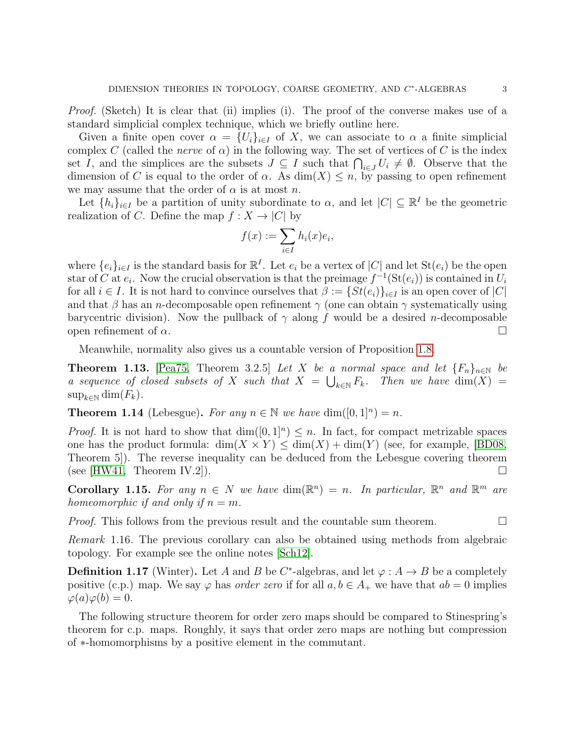*Proof.* (Sketch) It is clear that (ii) implies (i). The proof of the converse makes use of a standard simplicial complex technique, which we briefly outline here.

Given a finite open cover $\alpha = \{U_i\}_{i\in I}$ of $X$, we can associate to $\alpha$ a finite simplicial complex $C$ (called the *nerve* of $\alpha$) in the following way. The set of vertices of $C$ is the index set $I$, and the simplices are the subsets $J \subseteq I$ such that $\bigcap_{i\in J} U_i \neq \emptyset$. Observe that the dimension of $C$ is equal to the order of $\alpha$. As $\dim(X) \leq n$, by passing to open refinement we may assume that the order of $\alpha$ is at most $n$.

Let $\{h_i\}_{i\in I}$ be a partition of unity subordinate to $\alpha$, and let $|C| \subseteq \mathbb{R}^I$ be the geometric realization of $C$. Define the map $f : X \to |C|$ by

$$f(x) := \sum_{i\in I} h_i(x) e_i,$$

where $\{e_i\}_{i\in I}$ is the standard basis for $\mathbb{R}^I$. Let $e_i$ be a vertex of $|C|$ and let $\mathrm{St}(e_i)$ be the open star of $C$ at $e_i$. Now the crucial observation is that the preimage $f^{-1}(\mathrm{St}(e_i))$ is contained in $U_i$ for all $i \in I$. It is not hard to convince ourselves that $\beta := \{St(e_i)\}_{i\in I}$ is an open cover of $|C|$ and that $\beta$ has an $n$-decomposable open refinement $\gamma$ (one can obtain $\gamma$ systematically using barycentric division). Now the pullback of $\gamma$ along $f$ would be a desired $n$-decomposable open refinement of $\alpha$. □

Meanwhile, normality also gives us a countable version of Proposition 1.8.

**Theorem 1.13.** [Pea75, Theorem 3.2.5] *Let $X$ be a normal space and let $\{F_n\}_{n\in\mathbb{N}}$ be a sequence of closed subsets of $X$ such that $X = \bigcup_{k\in\mathbb{N}} F_k$. Then we have $\dim(X) = \sup_{k\in\mathbb{N}} \dim(F_k)$.*

**Theorem 1.14** (Lebesgue)**.** *For any $n \in \mathbb{N}$ we have $\dim([0,1]^n) = n$.*

*Proof.* It is not hard to show that $\dim([0,1]^n) \leq n$. In fact, for compact metrizable spaces one has the product formula: $\dim(X \times Y) \leq \dim(X) + \dim(Y)$ (see, for example, [BD08, Theorem 5]). The reverse inequality can be deduced from the Lebesgue covering theorem (see [HW41, Theorem IV.2]). □

**Corollary 1.15.** *For any $n \in N$ we have $\dim(\mathbb{R}^n) = n$. In particular, $\mathbb{R}^n$ and $\mathbb{R}^m$ are homeomorphic if and only if $n = m$.*

*Proof.* This follows from the previous result and the countable sum theorem. □

*Remark* 1.16. The previous corollary can also be obtained using methods from algebraic topology. For example see the online notes [Sch12].

**Definition 1.17** (Winter)**.** Let $A$ and $B$ be $C^*$-algebras, and let $\varphi : A \to B$ be a completely positive (c.p.) map. We say $\varphi$ has *order zero* if for all $a, b \in A_+$ we have that $ab = 0$ implies $\varphi(a)\varphi(b) = 0$.

The following structure theorem for order zero maps should be compared to Stinespring's theorem for c.p. maps. Roughly, it says that order zero maps are nothing but compression of $*$-homomorphisms by a positive element in the commutant.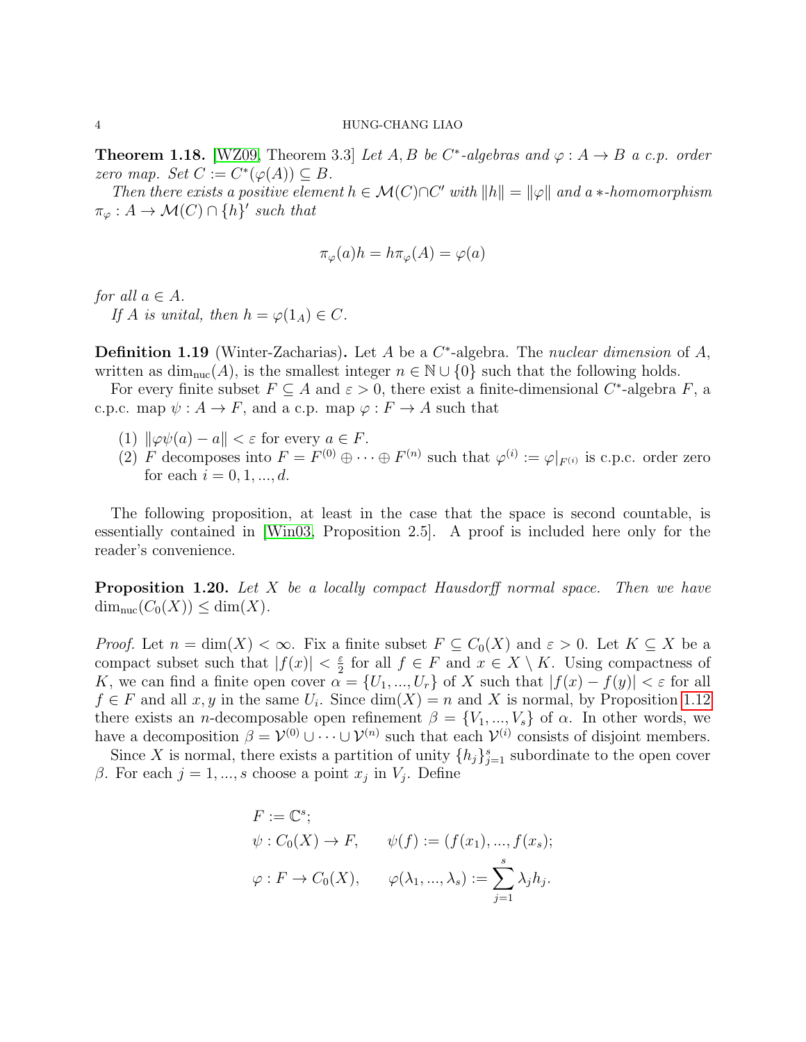**Theorem 1.18.** [WZ09, Theorem 3.3] *Let $A, B$ be $C^*$-algebras and $\varphi : A \to B$ a c.p. order zero map. Set $C := C^*(\varphi(A)) \subseteq B$.*

*Then there exists a positive element $h \in \mathcal{M}(C) \cap C'$ with $\|h\| = \|\varphi\|$ and a $*$-homomorphism $\pi_\varphi : A \to \mathcal{M}(C) \cap \{h\}'$ such that*

$$\pi_\varphi(a)h = h\pi_\varphi(A) = \varphi(a)$$

*for all $a \in A$.*

*If $A$ is unital, then $h = \varphi(1_A) \in C$.*

**Definition 1.19** (Winter-Zacharias)**.** Let $A$ be a $C^*$-algebra. The *nuclear dimension* of $A$, written as $\dim_{\mathrm{nuc}}(A)$, is the smallest integer $n \in \mathbb{N} \cup \{0\}$ such that the following holds.

For every finite subset $F \subseteq A$ and $\varepsilon > 0$, there exist a finite-dimensional $C^*$-algebra $F$, a c.p.c. map $\psi : A \to F$, and a c.p. map $\varphi : F \to A$ such that

1. $\|\varphi\psi(a) - a\| < \varepsilon$ for every $a \in F$.
2. $F$ decomposes into $F = F^{(0)} \oplus \cdots \oplus F^{(n)}$ such that $\varphi^{(i)} := \varphi|_{F^{(i)}}$ is c.p.c. order zero for each $i = 0, 1, ..., d$.

The following proposition, at least in the case that the space is second countable, is essentially contained in [Win03, Proposition 2.5]. A proof is included here only for the reader's convenience.

**Proposition 1.20.** *Let $X$ be a locally compact Hausdorff normal space. Then we have $\dim_{\mathrm{nuc}}(C_0(X)) \leq \dim(X)$.*

*Proof.* Let $n = \dim(X) < \infty$. Fix a finite subset $F \subseteq C_0(X)$ and $\varepsilon > 0$. Let $K \subseteq X$ be a compact subset such that $|f(x)| < \frac{\varepsilon}{2}$ for all $f \in F$ and $x \in X \setminus K$. Using compactness of $K$, we can find a finite open cover $\alpha = \{U_1, ..., U_r\}$ of $X$ such that $|f(x) - f(y)| < \varepsilon$ for all $f \in F$ and all $x, y$ in the same $U_i$. Since $\dim(X) = n$ and $X$ is normal, by Proposition 1.12 there exists an $n$-decomposable open refinement $\beta = \{V_1, ..., V_s\}$ of $\alpha$. In other words, we have a decomposition $\beta = \mathcal{V}^{(0)} \cup \cdots \cup \mathcal{V}^{(n)}$ such that each $\mathcal{V}^{(i)}$ consists of disjoint members.

Since $X$ is normal, there exists a partition of unity $\{h_j\}_{j=1}^s$ subordinate to the open cover $\beta$. For each $j = 1, ..., s$ choose a point $x_j$ in $V_j$. Define

$$\begin{aligned}
&F := \mathbb{C}^s; \\
&\psi : C_0(X) \to F, \qquad \psi(f) := (f(x_1), ..., f(x_s)); \\
&\varphi : F \to C_0(X), \qquad \varphi(\lambda_1, ..., \lambda_s) := \sum_{j=1}^s \lambda_j h_j.
\end{aligned}$$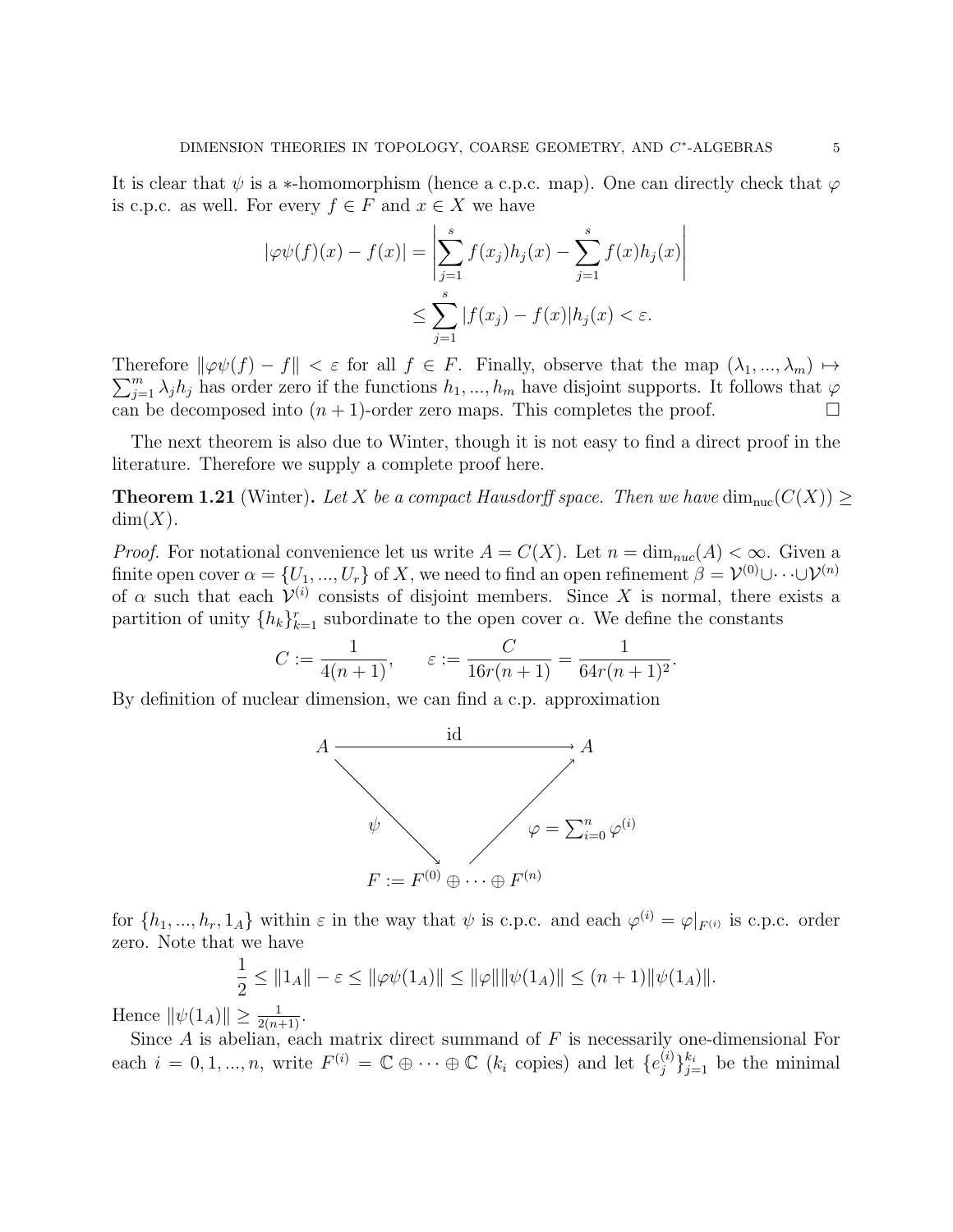It is clear that $\psi$ is a $*$-homomorphism (hence a c.p.c. map). One can directly check that $\varphi$ is c.p.c. as well. For every $f \in F$ and $x \in X$ we have

$$
\begin{aligned}
|\varphi\psi(f)(x) - f(x)| &= \left| \sum_{j=1}^{s} f(x_j)h_j(x) - \sum_{j=1}^{s} f(x)h_j(x) \right| \\
&\leq \sum_{j=1}^{s} |f(x_j) - f(x)|h_j(x) < \varepsilon.
\end{aligned}
$$

Therefore $\|\varphi\psi(f) - f\| < \varepsilon$ for all $f \in F$. Finally, observe that the map $(\lambda_1, ..., \lambda_m) \mapsto \sum_{j=1}^{m} \lambda_j h_j$ has order zero if the functions $h_1, ..., h_m$ have disjoint supports. It follows that $\varphi$ can be decomposed into $(n+1)$-order zero maps. This completes the proof. $\square$

The next theorem is also due to Winter, though it is not easy to find a direct proof in the literature. Therefore we supply a complete proof here.

**Theorem 1.21** (Winter). *Let $X$ be a compact Hausdorff space. Then we have $\dim_{\mathrm{nuc}}(C(X)) \geq \dim(X)$.*

*Proof.* For notational convenience let us write $A = C(X)$. Let $n = \dim_{nuc}(A) < \infty$. Given a finite open cover $\alpha = \{U_1, ..., U_r\}$ of $X$, we need to find an open refinement $\beta = \mathcal{V}^{(0)} \cup \cdots \cup \mathcal{V}^{(n)}$ of $\alpha$ such that each $\mathcal{V}^{(i)}$ consists of disjoint members. Since $X$ is normal, there exists a partition of unity $\{h_k\}_{k=1}^{r}$ subordinate to the open cover $\alpha$. We define the constants

$$
C := \frac{1}{4(n+1)}, \qquad \varepsilon := \frac{C}{16r(n+1)} = \frac{1}{64r(n+1)^2}.
$$

By definition of nuclear dimension, we can find a c.p. approximation

$$
\begin{array}{ccc}
A & \xrightarrow{\quad \mathrm{id} \quad} & A \\
& \underset{\psi}{\searrow} \qquad \underset{\varphi = \sum_{i=0}^{n} \varphi^{(i)}}{\nearrow} & \\
& F := F^{(0)} \oplus \cdots \oplus F^{(n)} &
\end{array}
$$

for $\{h_1, ..., h_r, 1_A\}$ within $\varepsilon$ in the way that $\psi$ is c.p.c. and each $\varphi^{(i)} = \varphi|_{F^{(i)}}$ is c.p.c. order zero. Note that we have

$$
\frac{1}{2} \leq \|1_A\| - \varepsilon \leq \|\varphi\psi(1_A)\| \leq \|\varphi\|\|\psi(1_A)\| \leq (n+1)\|\psi(1_A)\|.
$$

Hence $\|\psi(1_A)\| \geq \frac{1}{2(n+1)}$.

Since $A$ is abelian, each matrix direct summand of $F$ is necessarily one-dimensional For each $i = 0, 1, ..., n$, write $F^{(i)} = \mathbb{C} \oplus \cdots \oplus \mathbb{C}$ ($k_i$ copies) and let $\{e_j^{(i)}\}_{j=1}^{k_i}$ be the minimal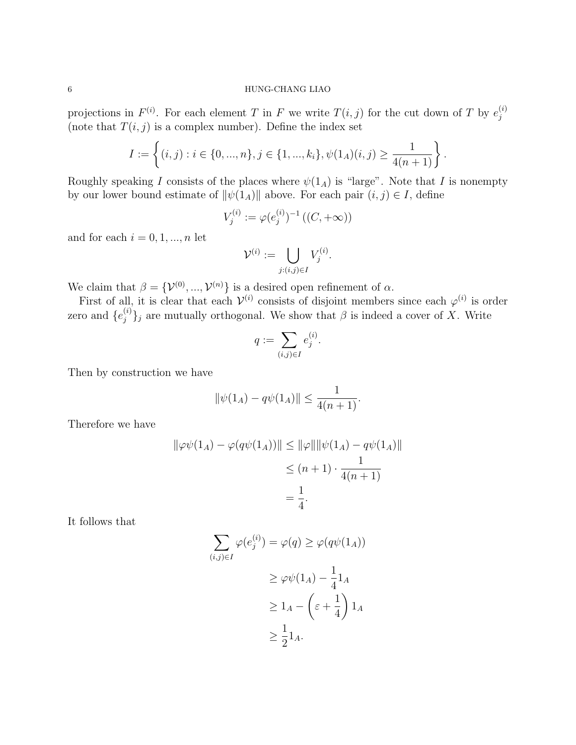projections in $F^{(i)}$. For each element $T$ in $F$ we write $T(i,j)$ for the cut down of $T$ by $e_j^{(i)}$ (note that $T(i,j)$ is a complex number). Define the index set

$$I := \left\{ (i,j) : i \in \{0, ..., n\}, j \in \{1, ..., k_i\}, \psi(1_A)(i,j) \geq \frac{1}{4(n+1)} \right\}.$$

Roughly speaking $I$ consists of the places where $\psi(1_A)$ is "large". Note that $I$ is nonempty by our lower bound estimate of $\|\psi(1_A)\|$ above. For each pair $(i,j) \in I$, define

$$V_j^{(i)} := \varphi(e_j^{(i)})^{-1}\left((C, +\infty)\right)$$

and for each $i = 0, 1, ..., n$ let

$$\mathcal{V}^{(i)} := \bigcup_{j:(i,j)\in I} V_j^{(i)}.$$

We claim that $\beta = \{\mathcal{V}^{(0)}, ..., \mathcal{V}^{(n)}\}$ is a desired open refinement of $\alpha$.

First of all, it is clear that each $\mathcal{V}^{(i)}$ consists of disjoint members since each $\varphi^{(i)}$ is order zero and $\{e_j^{(i)}\}_j$ are mutually orthogonal. We show that $\beta$ is indeed a cover of $X$. Write

$$q := \sum_{(i,j)\in I} e_j^{(i)}.$$

Then by construction we have

$$\|\psi(1_A) - q\psi(1_A)\| \leq \frac{1}{4(n+1)}.$$

Therefore we have

$$\begin{aligned} \|\varphi\psi(1_A) - \varphi(q\psi(1_A))\| &\leq \|\varphi\|\|\psi(1_A) - q\psi(1_A)\| \\ &\leq (n+1) \cdot \frac{1}{4(n+1)} \\ &= \frac{1}{4}. \end{aligned}$$

It follows that

$$\begin{aligned} \sum_{(i,j)\in I} \varphi(e_j^{(i)}) = \varphi(q) &\geq \varphi(q\psi(1_A)) \\ &\geq \varphi\psi(1_A) - \frac{1}{4}1_A \\ &\geq 1_A - \left(\varepsilon + \frac{1}{4}\right)1_A \\ &\geq \frac{1}{2}1_A. \end{aligned}$$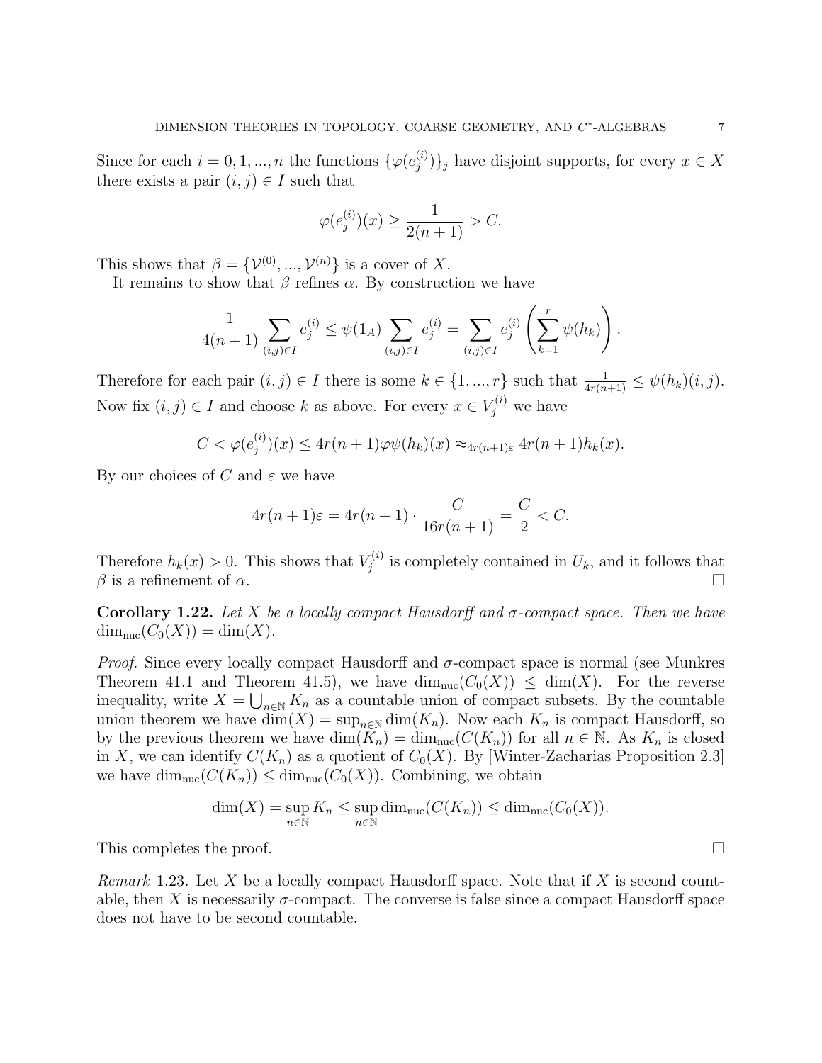Since for each $i = 0, 1, ..., n$ the functions $\{\varphi(e_j^{(i)})\}_j$ have disjoint supports, for every $x \in X$ there exists a pair $(i, j) \in I$ such that

$$\varphi(e_j^{(i)})(x) \geq \frac{1}{2(n+1)} > C.$$

This shows that $\beta = \{\mathcal{V}^{(0)}, ..., \mathcal{V}^{(n)}\}$ is a cover of $X$.

It remains to show that $\beta$ refines $\alpha$. By construction we have

$$\frac{1}{4(n+1)} \sum_{(i,j) \in I} e_j^{(i)} \leq \psi(1_A) \sum_{(i,j) \in I} e_j^{(i)} = \sum_{(i,j) \in I} e_j^{(i)} \left( \sum_{k=1}^{r} \psi(h_k) \right).$$

Therefore for each pair $(i, j) \in I$ there is some $k \in \{1, ..., r\}$ such that $\frac{1}{4r(n+1)} \leq \psi(h_k)(i, j)$. Now fix $(i, j) \in I$ and choose $k$ as above. For every $x \in V_j^{(i)}$ we have

$$C < \varphi(e_j^{(i)})(x) \leq 4r(n+1)\varphi\psi(h_k)(x) \approx_{4r(n+1)\varepsilon} 4r(n+1)h_k(x).$$

By our choices of $C$ and $\varepsilon$ we have

$$4r(n+1)\varepsilon = 4r(n+1) \cdot \frac{C}{16r(n+1)} = \frac{C}{2} < C.$$

Therefore $h_k(x) > 0$. This shows that $V_j^{(i)}$ is completely contained in $U_k$, and it follows that $\beta$ is a refinement of $\alpha$. □

**Corollary 1.22.** *Let $X$ be a locally compact Hausdorff and $\sigma$-compact space. Then we have $\dim_{\mathrm{nuc}}(C_0(X)) = \dim(X)$.*

*Proof.* Since every locally compact Hausdorff and $\sigma$-compact space is normal (see Munkres Theorem 41.1 and Theorem 41.5), we have $\dim_{\mathrm{nuc}}(C_0(X)) \leq \dim(X)$. For the reverse inequality, write $X = \bigcup_{n \in \mathbb{N}} K_n$ as a countable union of compact subsets. By the countable union theorem we have $\dim(X) = \sup_{n \in \mathbb{N}} \dim(K_n)$. Now each $K_n$ is compact Hausdorff, so by the previous theorem we have $\dim(K_n) = \dim_{\mathrm{nuc}}(C(K_n))$ for all $n \in \mathbb{N}$. As $K_n$ is closed in $X$, we can identify $C(K_n)$ as a quotient of $C_0(X)$. By [Winter-Zacharias Proposition 2.3] we have $\dim_{\mathrm{nuc}}(C(K_n)) \leq \dim_{\mathrm{nuc}}(C_0(X))$. Combining, we obtain

$$\dim(X) = \sup_{n \in \mathbb{N}} K_n \leq \sup_{n \in \mathbb{N}} \dim_{\mathrm{nuc}}(C(K_n)) \leq \dim_{\mathrm{nuc}}(C_0(X)).$$

This completes the proof. □

*Remark* 1.23. Let $X$ be a locally compact Hausdorff space. Note that if $X$ is second countable, then $X$ is necessarily $\sigma$-compact. The converse is false since a compact Hausdorff space does not have to be second countable.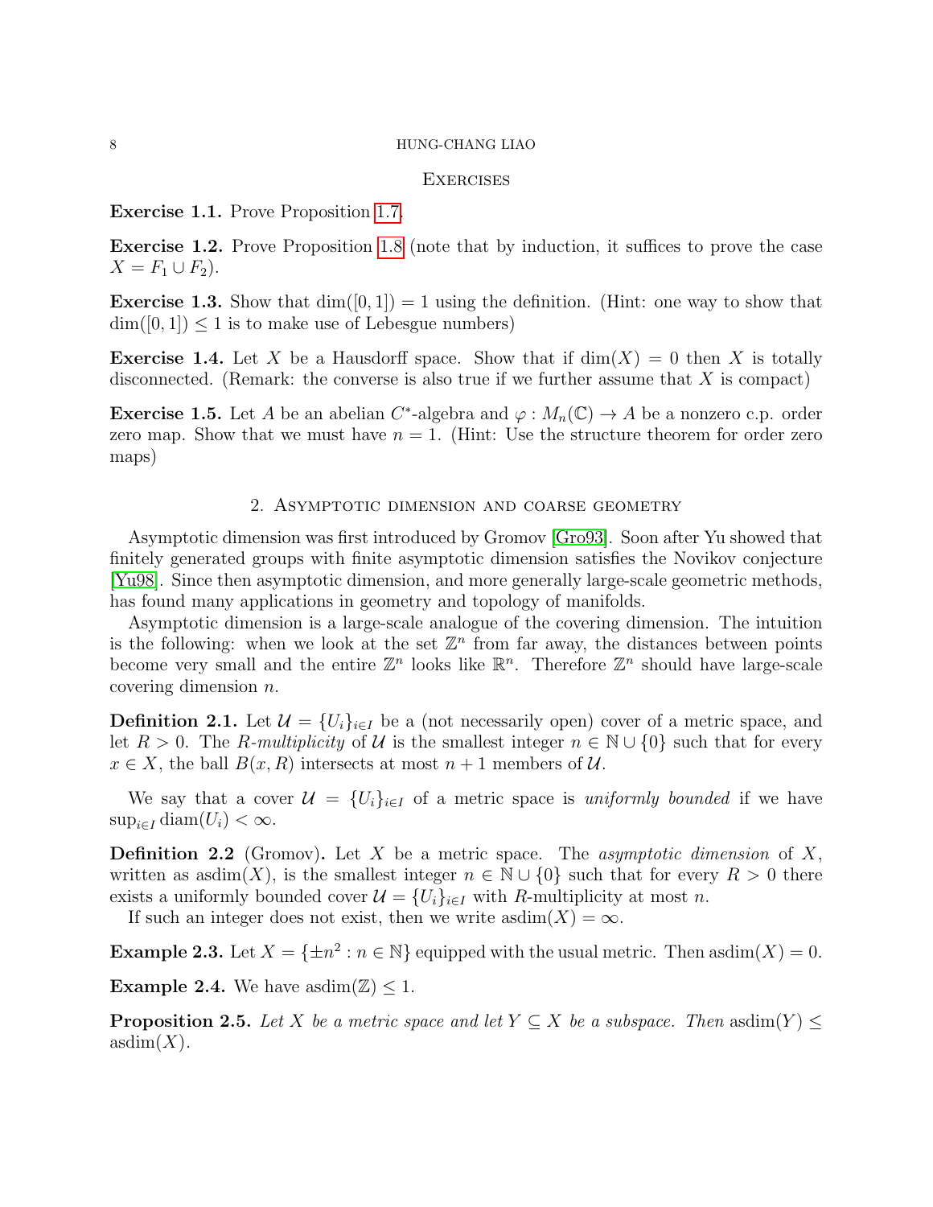### Exercises

**Exercise 1.1.** Prove Proposition 1.7.

**Exercise 1.2.** Prove Proposition 1.8 (note that by induction, it suffices to prove the case $X = F_1 \cup F_2$).

**Exercise 1.3.** Show that $\dim([0,1]) = 1$ using the definition. (Hint: one way to show that $\dim([0,1]) \leq 1$ is to make use of Lebesgue numbers)

**Exercise 1.4.** Let $X$ be a Hausdorff space. Show that if $\dim(X) = 0$ then $X$ is totally disconnected. (Remark: the converse is also true if we further assume that $X$ is compact)

**Exercise 1.5.** Let $A$ be an abelian $C^*$-algebra and $\varphi : M_n(\mathbb{C}) \to A$ be a nonzero c.p. order zero map. Show that we must have $n = 1$. (Hint: Use the structure theorem for order zero maps)

## 2. Asymptotic dimension and coarse geometry

Asymptotic dimension was first introduced by Gromov [Gro93]. Soon after Yu showed that finitely generated groups with finite asymptotic dimension satisfies the Novikov conjecture [Yu98]. Since then asymptotic dimension, and more generally large-scale geometric methods, has found many applications in geometry and topology of manifolds.

Asymptotic dimension is a large-scale analogue of the covering dimension. The intuition is the following: when we look at the set $\mathbb{Z}^n$ from far away, the distances between points become very small and the entire $\mathbb{Z}^n$ looks like $\mathbb{R}^n$. Therefore $\mathbb{Z}^n$ should have large-scale covering dimension $n$.

**Definition 2.1.** Let $\mathcal{U} = \{U_i\}_{i \in I}$ be a (not necessarily open) cover of a metric space, and let $R > 0$. The *$R$-multiplicity* of $\mathcal{U}$ is the smallest integer $n \in \mathbb{N} \cup \{0\}$ such that for every $x \in X$, the ball $B(x, R)$ intersects at most $n + 1$ members of $\mathcal{U}$.

We say that a cover $\mathcal{U} = \{U_i\}_{i \in I}$ of a metric space is *uniformly bounded* if we have $\sup_{i \in I} \operatorname{diam}(U_i) < \infty$.

**Definition 2.2** (Gromov)**.** Let $X$ be a metric space. The *asymptotic dimension* of $X$, written as $\operatorname{asdim}(X)$, is the smallest integer $n \in \mathbb{N} \cup \{0\}$ such that for every $R > 0$ there exists a uniformly bounded cover $\mathcal{U} = \{U_i\}_{i \in I}$ with $R$-multiplicity at most $n$.

If such an integer does not exist, then we write $\operatorname{asdim}(X) = \infty$.

**Example 2.3.** Let $X = \{\pm n^2 : n \in \mathbb{N}\}$ equipped with the usual metric. Then $\operatorname{asdim}(X) = 0$.

**Example 2.4.** We have $\operatorname{asdim}(\mathbb{Z}) \leq 1$.

**Proposition 2.5.** *Let $X$ be a metric space and let $Y \subseteq X$ be a subspace. Then* $\operatorname{asdim}(Y) \leq \operatorname{asdim}(X)$.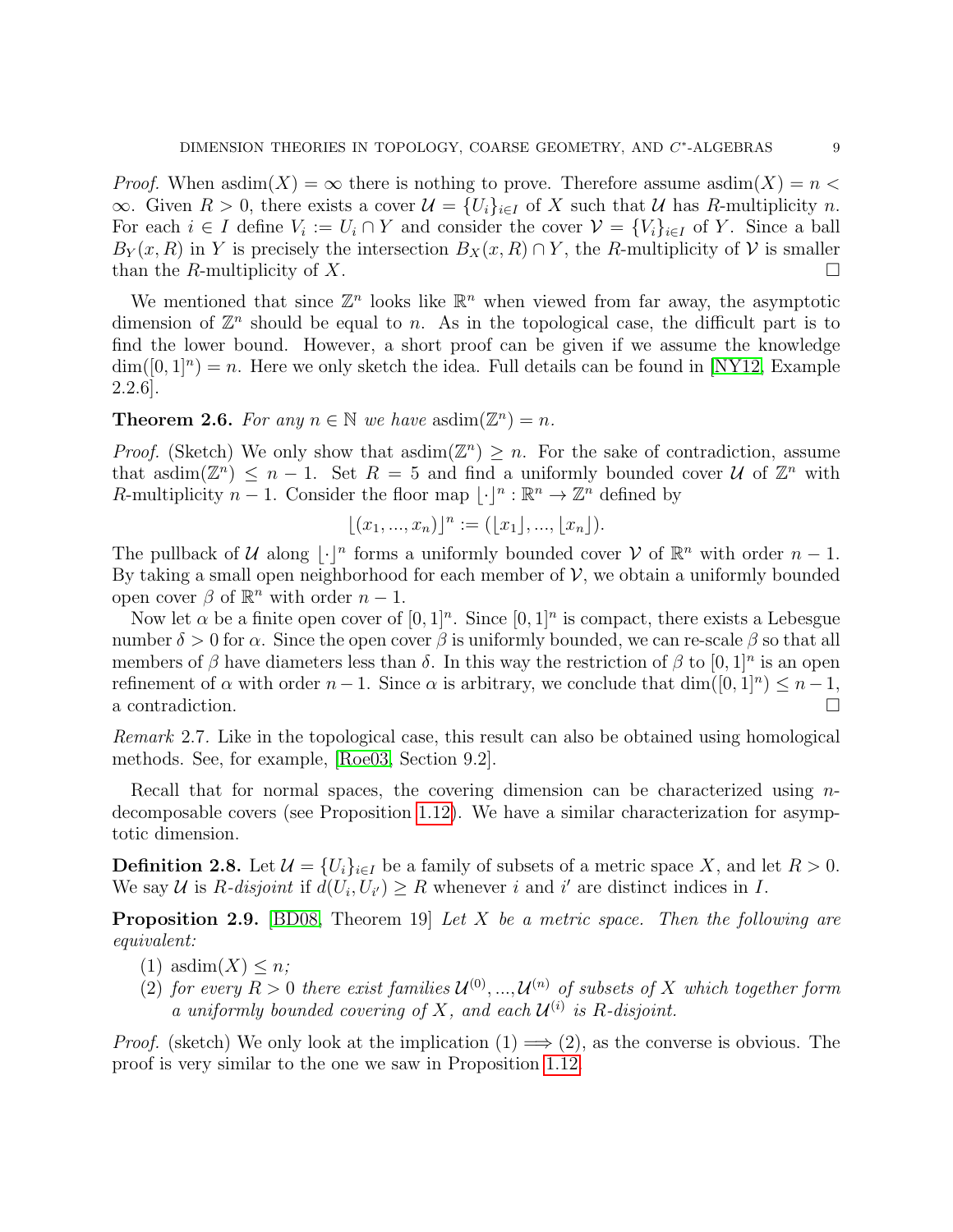*Proof.* When $\text{asdim}(X) = \infty$ there is nothing to prove. Therefore assume $\text{asdim}(X) = n < \infty$. Given $R > 0$, there exists a cover $\mathcal{U} = \{U_i\}_{i \in I}$ of $X$ such that $\mathcal{U}$ has $R$-multiplicity $n$. For each $i \in I$ define $V_i := U_i \cap Y$ and consider the cover $\mathcal{V} = \{V_i\}_{i \in I}$ of $Y$. Since a ball $B_Y(x, R)$ in $Y$ is precisely the intersection $B_X(x, R) \cap Y$, the $R$-multiplicity of $\mathcal{V}$ is smaller than the $R$-multiplicity of $X$. □

We mentioned that since $\mathbb{Z}^n$ looks like $\mathbb{R}^n$ when viewed from far away, the asymptotic dimension of $\mathbb{Z}^n$ should be equal to $n$. As in the topological case, the difficult part is to find the lower bound. However, a short proof can be given if we assume the knowledge $\dim([0, 1]^n) = n$. Here we only sketch the idea. Full details can be found in [NY12, Example 2.2.6].

**Theorem 2.6.** *For any $n \in \mathbb{N}$ we have $\text{asdim}(\mathbb{Z}^n) = n$.*

*Proof.* (Sketch) We only show that $\text{asdim}(\mathbb{Z}^n) \geq n$. For the sake of contradiction, assume that $\text{asdim}(\mathbb{Z}^n) \leq n - 1$. Set $R = 5$ and find a uniformly bounded cover $\mathcal{U}$ of $\mathbb{Z}^n$ with $R$-multiplicity $n - 1$. Consider the floor map $\lfloor \cdot \rfloor^n : \mathbb{R}^n \to \mathbb{Z}^n$ defined by

$$\lfloor (x_1, ..., x_n) \rfloor^n := (\lfloor x_1 \rfloor, ..., \lfloor x_n \rfloor).$$

The pullback of $\mathcal{U}$ along $\lfloor \cdot \rfloor^n$ forms a uniformly bounded cover $\mathcal{V}$ of $\mathbb{R}^n$ with order $n - 1$. By taking a small open neighborhood for each member of $\mathcal{V}$, we obtain a uniformly bounded open cover $\beta$ of $\mathbb{R}^n$ with order $n - 1$.

Now let $\alpha$ be a finite open cover of $[0, 1]^n$. Since $[0, 1]^n$ is compact, there exists a Lebesgue number $\delta > 0$ for $\alpha$. Since the open cover $\beta$ is uniformly bounded, we can re-scale $\beta$ so that all members of $\beta$ have diameters less than $\delta$. In this way the restriction of $\beta$ to $[0, 1]^n$ is an open refinement of $\alpha$ with order $n - 1$. Since $\alpha$ is arbitrary, we conclude that $\dim([0, 1]^n) \leq n - 1$, a contradiction. □

*Remark* 2.7. Like in the topological case, this result can also be obtained using homological methods. See, for example, [Roe03, Section 9.2].

Recall that for normal spaces, the covering dimension can be characterized using $n$-decomposable covers (see Proposition 1.12). We have a similar characterization for asymptotic dimension.

**Definition 2.8.** Let $\mathcal{U} = \{U_i\}_{i \in I}$ be a family of subsets of a metric space $X$, and let $R > 0$. We say $\mathcal{U}$ is *$R$-disjoint* if $d(U_i, U_{i'}) \geq R$ whenever $i$ and $i'$ are distinct indices in $I$.

**Proposition 2.9.** [BD08, Theorem 19] *Let $X$ be a metric space. Then the following are equivalent:*

1. $\text{asdim}(X) \leq n$*;*
2. *for every $R > 0$ there exist families $\mathcal{U}^{(0)}, ..., \mathcal{U}^{(n)}$ of subsets of $X$ which together form a uniformly bounded covering of $X$, and each $\mathcal{U}^{(i)}$ is $R$-disjoint.*

*Proof.* (sketch) We only look at the implication (1) $\Longrightarrow$ (2), as the converse is obvious. The proof is very similar to the one we saw in Proposition 1.12.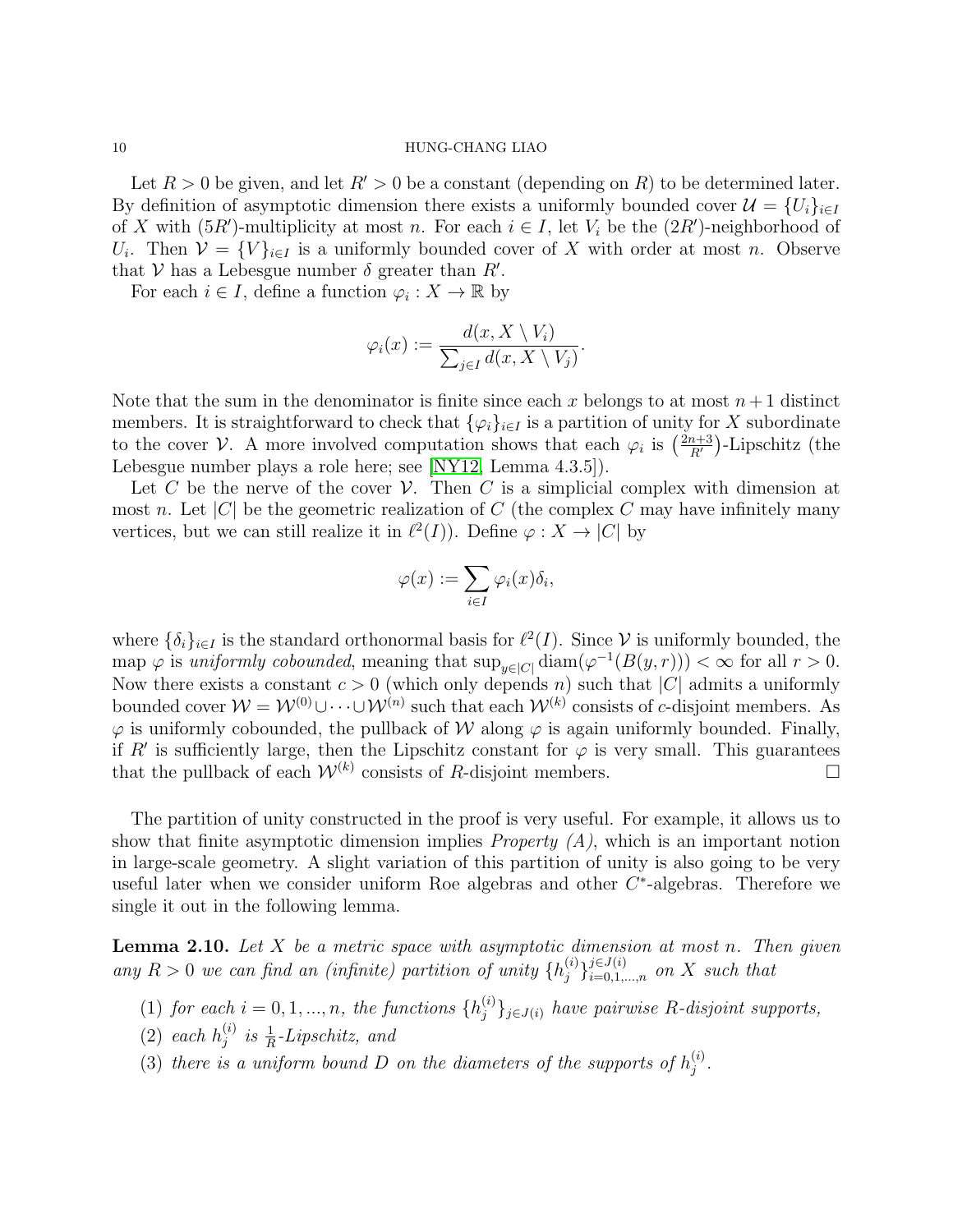Let $R > 0$ be given, and let $R' > 0$ be a constant (depending on $R$) to be determined later. By definition of asymptotic dimension there exists a uniformly bounded cover $\mathcal{U} = \{U_i\}_{i \in I}$ of $X$ with $(5R')$-multiplicity at most $n$. For each $i \in I$, let $V_i$ be the $(2R')$-neighborhood of $U_i$. Then $\mathcal{V} = \{V\}_{i \in I}$ is a uniformly bounded cover of $X$ with order at most $n$. Observe that $\mathcal{V}$ has a Lebesgue number $\delta$ greater than $R'$.

For each $i \in I$, define a function $\varphi_i : X \to \mathbb{R}$ by

$$\varphi_i(x) := \frac{d(x, X \setminus V_i)}{\sum_{j \in I} d(x, X \setminus V_j)}.$$

Note that the sum in the denominator is finite since each $x$ belongs to at most $n+1$ distinct members. It is straightforward to check that $\{\varphi_i\}_{i \in I}$ is a partition of unity for $X$ subordinate to the cover $\mathcal{V}$. A more involved computation shows that each $\varphi_i$ is $\left(\frac{2n+3}{R'}\right)$-Lipschitz (the Lebesgue number plays a role here; see [NY12, Lemma 4.3.5]).

Let $C$ be the nerve of the cover $\mathcal{V}$. Then $C$ is a simplicial complex with dimension at most $n$. Let $|C|$ be the geometric realization of $C$ (the complex $C$ may have infinitely many vertices, but we can still realize it in $\ell^2(I)$). Define $\varphi : X \to |C|$ by

$$\varphi(x) := \sum_{i \in I} \varphi_i(x) \delta_i,$$

where $\{\delta_i\}_{i \in I}$ is the standard orthonormal basis for $\ell^2(I)$. Since $\mathcal{V}$ is uniformly bounded, the map $\varphi$ is *uniformly cobounded*, meaning that $\sup_{y \in |C|} \operatorname{diam}(\varphi^{-1}(B(y,r))) < \infty$ for all $r > 0$. Now there exists a constant $c > 0$ (which only depends $n$) such that $|C|$ admits a uniformly bounded cover $\mathcal{W} = \mathcal{W}^{(0)} \cup \cdots \cup \mathcal{W}^{(n)}$ such that each $\mathcal{W}^{(k)}$ consists of $c$-disjoint members. As $\varphi$ is uniformly cobounded, the pullback of $\mathcal{W}$ along $\varphi$ is again uniformly bounded. Finally, if $R'$ is sufficiently large, then the Lipschitz constant for $\varphi$ is very small. This guarantees that the pullback of each $\mathcal{W}^{(k)}$ consists of $R$-disjoint members. $\square$

The partition of unity constructed in the proof is very useful. For example, it allows us to show that finite asymptotic dimension implies *Property (A)*, which is an important notion in large-scale geometry. A slight variation of this partition of unity is also going to be very useful later when we consider uniform Roe algebras and other $C^*$-algebras. Therefore we single it out in the following lemma.

**Lemma 2.10.** *Let $X$ be a metric space with asymptotic dimension at most $n$. Then given any $R > 0$ we can find an (infinite) partition of unity $\{h_j^{(i)}\}_{i=0,1,\ldots,n}^{j \in J(i)}$ on $X$ such that*

1. *for each $i = 0, 1, \ldots, n$, the functions $\{h_j^{(i)}\}_{j \in J(i)}$ have pairwise $R$-disjoint supports,*
2. *each $h_j^{(i)}$ is $\frac{1}{R}$-Lipschitz, and*
3. *there is a uniform bound $D$ on the diameters of the supports of $h_j^{(i)}$.*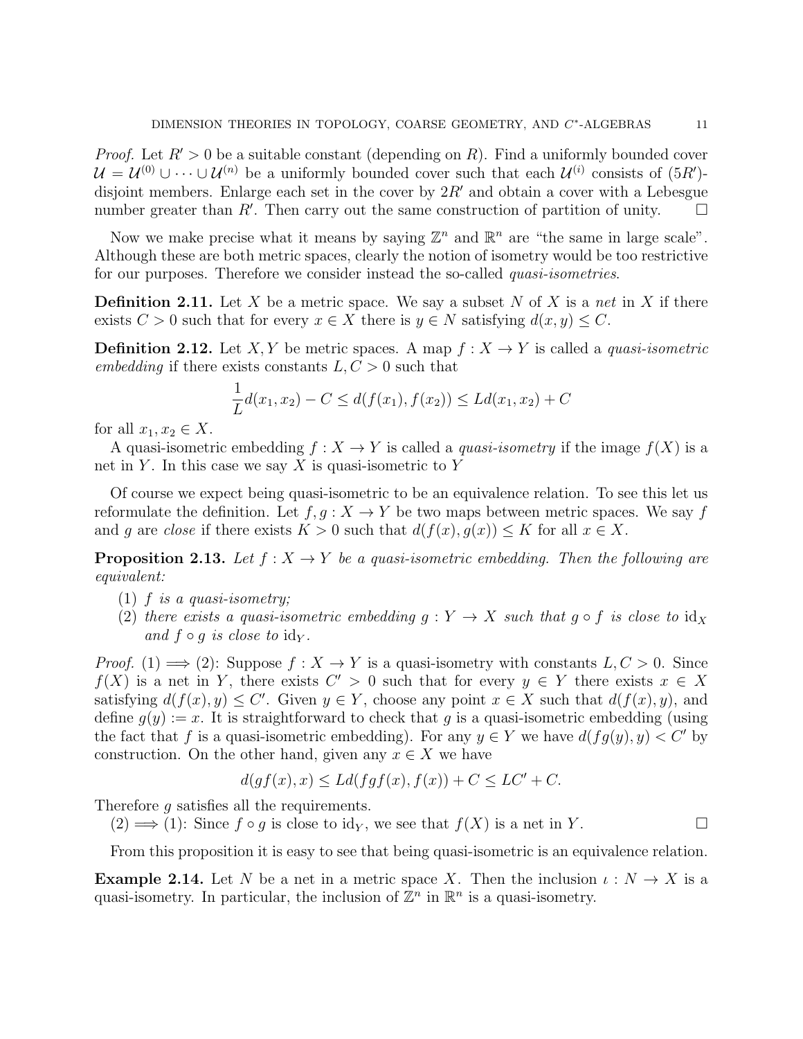*Proof.* Let $R' > 0$ be a suitable constant (depending on $R$). Find a uniformly bounded cover $\mathcal{U} = \mathcal{U}^{(0)} \cup \cdots \cup \mathcal{U}^{(n)}$ be a uniformly bounded cover such that each $\mathcal{U}^{(i)}$ consists of $(5R')$-disjoint members. Enlarge each set in the cover by $2R'$ and obtain a cover with a Lebesgue number greater than $R'$. Then carry out the same construction of partition of unity. $\square$

Now we make precise what it means by saying $\mathbb{Z}^n$ and $\mathbb{R}^n$ are "the same in large scale". Although these are both metric spaces, clearly the notion of isometry would be too restrictive for our purposes. Therefore we consider instead the so-called *quasi-isometries*.

**Definition 2.11.** Let $X$ be a metric space. We say a subset $N$ of $X$ is a *net* in $X$ if there exists $C > 0$ such that for every $x \in X$ there is $y \in N$ satisfying $d(x, y) \leq C$.

**Definition 2.12.** Let $X, Y$ be metric spaces. A map $f : X \to Y$ is called a *quasi-isometric embedding* if there exists constants $L, C > 0$ such that

$$\frac{1}{L} d(x_1, x_2) - C \leq d(f(x_1), f(x_2)) \leq L d(x_1, x_2) + C$$

for all $x_1, x_2 \in X$.

A quasi-isometric embedding $f : X \to Y$ is called a *quasi-isometry* if the image $f(X)$ is a net in $Y$. In this case we say $X$ is quasi-isometric to $Y$

Of course we expect being quasi-isometric to be an equivalence relation. To see this let us reformulate the definition. Let $f, g : X \to Y$ be two maps between metric spaces. We say $f$ and $g$ are *close* if there exists $K > 0$ such that $d(f(x), g(x)) \leq K$ for all $x \in X$.

**Proposition 2.13.** *Let $f : X \to Y$ be a quasi-isometric embedding. Then the following are equivalent:*

1. *$f$ is a quasi-isometry;*
2. *there exists a quasi-isometric embedding $g : Y \to X$ such that $g \circ f$ is close to $\mathrm{id}_X$ and $f \circ g$ is close to $\mathrm{id}_Y$.*

*Proof.* (1) $\Longrightarrow$ (2): Suppose $f : X \to Y$ is a quasi-isometry with constants $L, C > 0$. Since $f(X)$ is a net in $Y$, there exists $C' > 0$ such that for every $y \in Y$ there exists $x \in X$ satisfying $d(f(x), y) \leq C'$. Given $y \in Y$, choose any point $x \in X$ such that $d(f(x), y)$, and define $g(y) := x$. It is straightforward to check that $g$ is a quasi-isometric embedding (using the fact that $f$ is a quasi-isometric embedding). For any $y \in Y$ we have $d(fg(y), y) < C'$ by construction. On the other hand, given any $x \in X$ we have

$$d(gf(x), x) \leq L d(fgf(x), f(x)) + C \leq LC' + C.$$

Therefore $g$ satisfies all the requirements.

(2) $\Longrightarrow$ (1): Since $f \circ g$ is close to $\mathrm{id}_Y$, we see that $f(X)$ is a net in $Y$. $\square$

From this proposition it is easy to see that being quasi-isometric is an equivalence relation.

**Example 2.14.** Let $N$ be a net in a metric space $X$. Then the inclusion $\iota : N \to X$ is a quasi-isometry. In particular, the inclusion of $\mathbb{Z}^n$ in $\mathbb{R}^n$ is a quasi-isometry.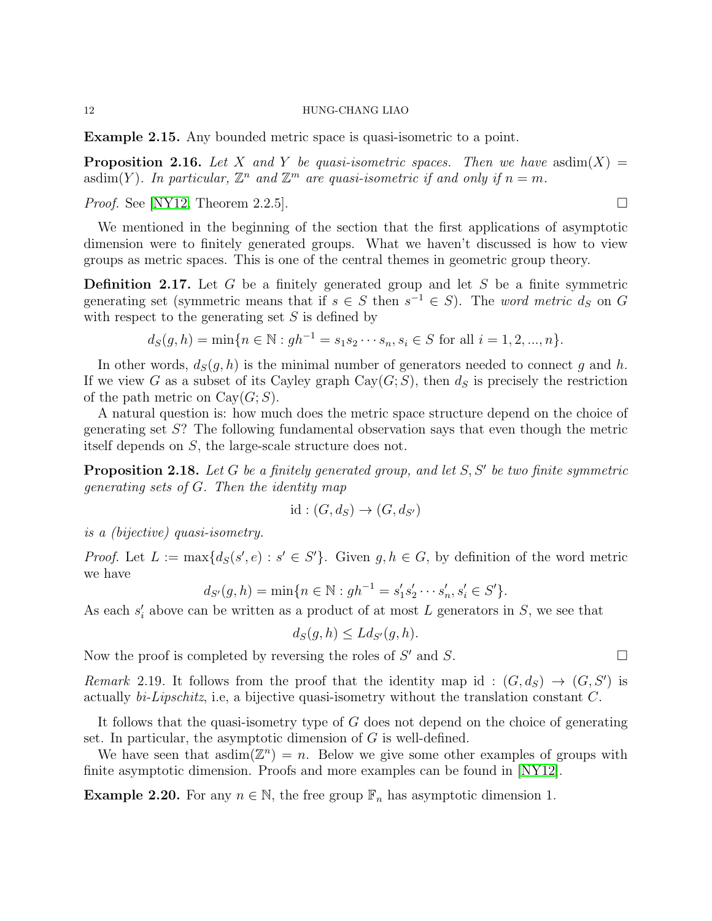**Example 2.15.** Any bounded metric space is quasi-isometric to a point.

**Proposition 2.16.** *Let $X$ and $Y$ be quasi-isometric spaces. Then we have* $\operatorname{asdim}(X) = \operatorname{asdim}(Y)$*. In particular,* $\mathbb{Z}^n$ *and* $\mathbb{Z}^m$ *are quasi-isometric if and only if* $n = m$.

*Proof.* See [NY12, Theorem 2.2.5]. □

We mentioned in the beginning of the section that the first applications of asymptotic dimension were to finitely generated groups. What we haven't discussed is how to view groups as metric spaces. This is one of the central themes in geometric group theory.

**Definition 2.17.** Let $G$ be a finitely generated group and let $S$ be a finite symmetric generating set (symmetric means that if $s \in S$ then $s^{-1} \in S$). The *word metric* $d_S$ on $G$ with respect to the generating set $S$ is defined by

$$d_S(g,h) = \min\{n \in \mathbb{N} : gh^{-1} = s_1 s_2 \cdots s_n, s_i \in S \text{ for all } i = 1,2,...,n\}.$$

In other words, $d_S(g,h)$ is the minimal number of generators needed to connect $g$ and $h$. If we view $G$ as a subset of its Cayley graph $\operatorname{Cay}(G;S)$, then $d_S$ is precisely the restriction of the path metric on $\operatorname{Cay}(G;S)$.

A natural question is: how much does the metric space structure depend on the choice of generating set $S$? The following fundamental observation says that even though the metric itself depends on $S$, the large-scale structure does not.

**Proposition 2.18.** *Let $G$ be a finitely generated group, and let $S, S'$ be two finite symmetric generating sets of $G$. Then the identity map*

$$\operatorname{id} : (G, d_S) \to (G, d_{S'})$$

*is a (bijective) quasi-isometry.*

*Proof.* Let $L := \max\{d_S(s', e) : s' \in S'\}$. Given $g, h \in G$, by definition of the word metric we have

$$d_{S'}(g,h) = \min\{n \in \mathbb{N} : gh^{-1} = s'_1 s'_2 \cdots s'_n, s'_i \in S'\}.$$

As each $s'_i$ above can be written as a product of at most $L$ generators in $S$, we see that

$$d_S(g,h) \leq L d_{S'}(g,h).$$

Now the proof is completed by reversing the roles of $S'$ and $S$. □

*Remark* 2.19. It follows from the proof that the identity map $\operatorname{id} : (G, d_S) \to (G, S')$ is actually *bi-Lipschitz*, i.e, a bijective quasi-isometry without the translation constant $C$.

It follows that the quasi-isometry type of $G$ does not depend on the choice of generating set. In particular, the asymptotic dimension of $G$ is well-defined.

We have seen that $\operatorname{asdim}(\mathbb{Z}^n) = n$. Below we give some other examples of groups with finite asymptotic dimension. Proofs and more examples can be found in [NY12].

**Example 2.20.** For any $n \in \mathbb{N}$, the free group $\mathbb{F}_n$ has asymptotic dimension 1.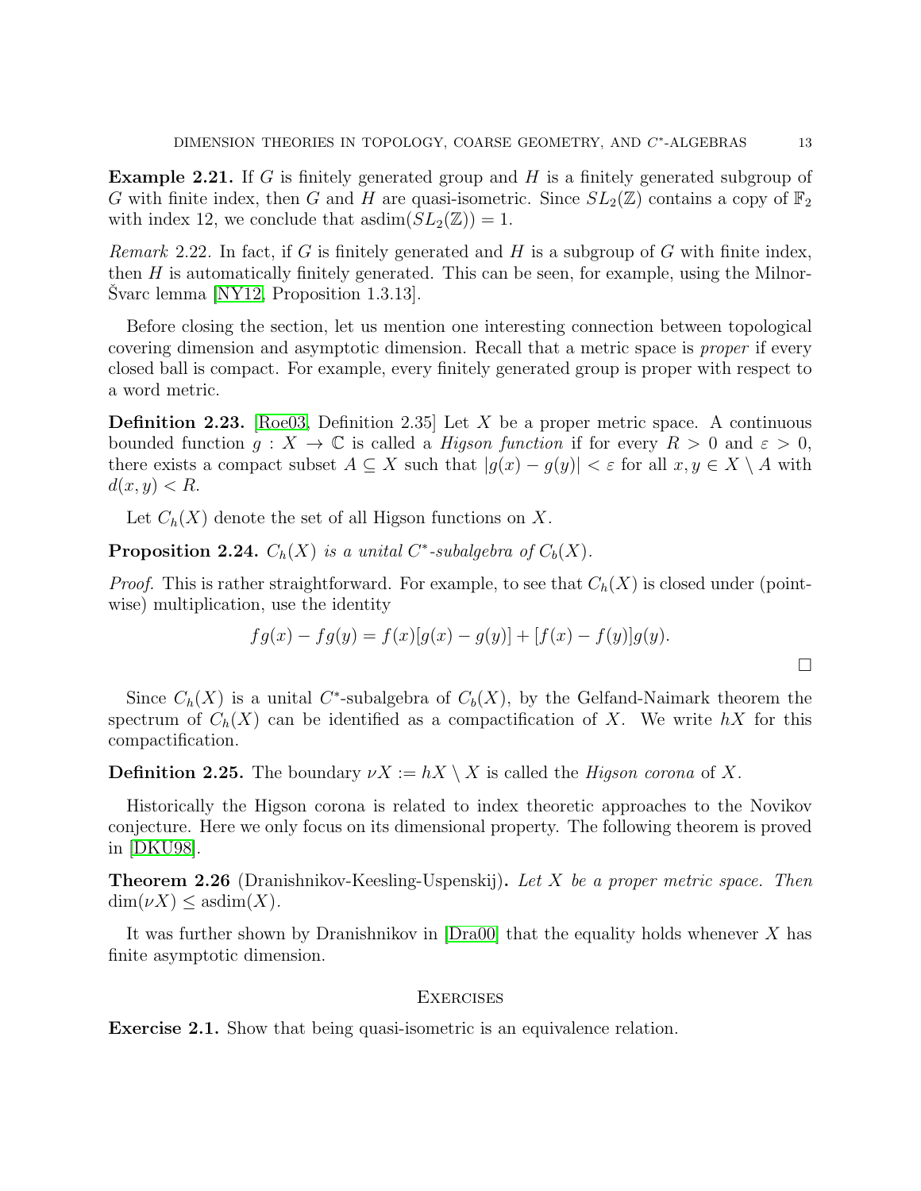**Example 2.21.** If $G$ is finitely generated group and $H$ is a finitely generated subgroup of $G$ with finite index, then $G$ and $H$ are quasi-isometric. Since $SL_2(\mathbb{Z})$ contains a copy of $\mathbb{F}_2$ with index 12, we conclude that $\operatorname{asdim}(SL_2(\mathbb{Z})) = 1$.

*Remark* 2.22. In fact, if $G$ is finitely generated and $H$ is a subgroup of $G$ with finite index, then $H$ is automatically finitely generated. This can be seen, for example, using the Milnor-Švarc lemma [NY12, Proposition 1.3.13].

Before closing the section, let us mention one interesting connection between topological covering dimension and asymptotic dimension. Recall that a metric space is *proper* if every closed ball is compact. For example, every finitely generated group is proper with respect to a word metric.

**Definition 2.23.** [Roe03, Definition 2.35] Let $X$ be a proper metric space. A continuous bounded function $g : X \to \mathbb{C}$ is called a *Higson function* if for every $R > 0$ and $\varepsilon > 0$, there exists a compact subset $A \subseteq X$ such that $|g(x) - g(y)| < \varepsilon$ for all $x, y \in X \setminus A$ with $d(x, y) < R$.

Let $C_h(X)$ denote the set of all Higson functions on $X$.

**Proposition 2.24.** *$C_h(X)$ is a unital $C^*$-subalgebra of $C_b(X)$.*

*Proof.* This is rather straightforward. For example, to see that $C_h(X)$ is closed under (pointwise) multiplication, use the identity

$$fg(x) - fg(y) = f(x)[g(x) - g(y)] + [f(x) - f(y)]g(y).$$

□

Since $C_h(X)$ is a unital $C^*$-subalgebra of $C_b(X)$, by the Gelfand-Naimark theorem the spectrum of $C_h(X)$ can be identified as a compactification of $X$. We write $hX$ for this compactification.

**Definition 2.25.** The boundary $\nu X := hX \setminus X$ is called the *Higson corona* of $X$.

Historically the Higson corona is related to index theoretic approaches to the Novikov conjecture. Here we only focus on its dimensional property. The following theorem is proved in [DKU98].

**Theorem 2.26** (Dranishnikov-Keesling-Uspenskij)**.** *Let $X$ be a proper metric space. Then $\dim(\nu X) \leq \operatorname{asdim}(X)$.*

It was further shown by Dranishnikov in [Dra00] that the equality holds whenever $X$ has finite asymptotic dimension.

## Exercises

**Exercise 2.1.** Show that being quasi-isometric is an equivalence relation.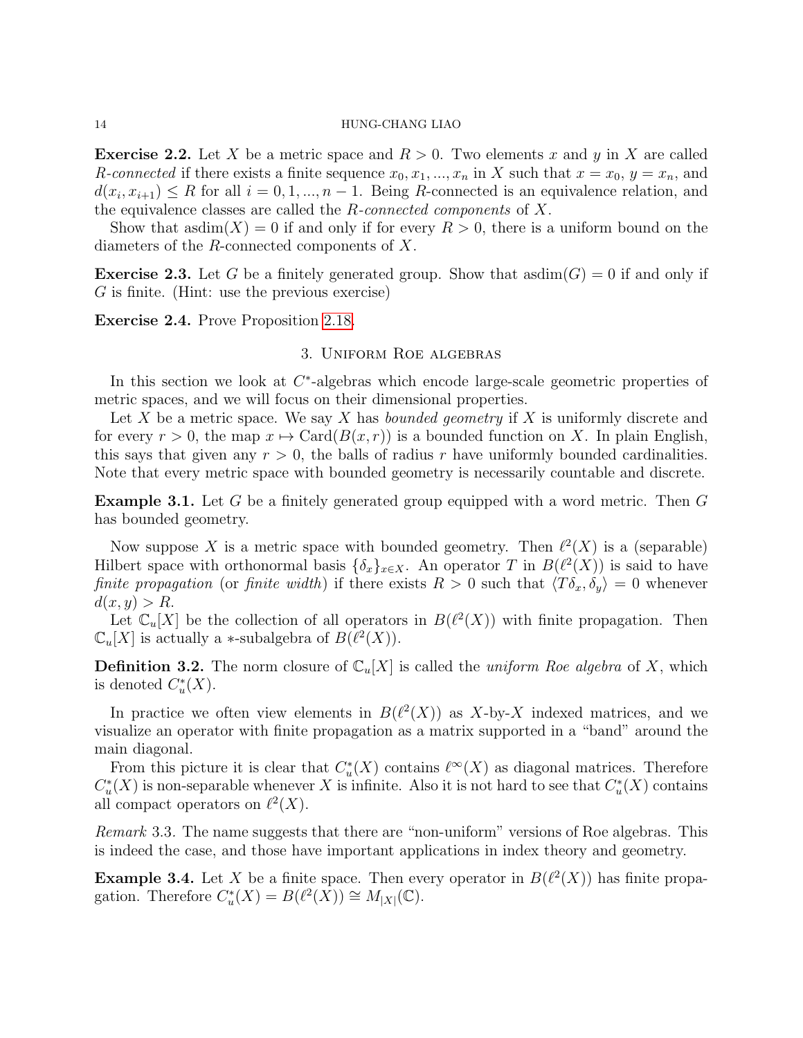**Exercise 2.2.** Let $X$ be a metric space and $R > 0$. Two elements $x$ and $y$ in $X$ are called *$R$-connected* if there exists a finite sequence $x_0, x_1, ..., x_n$ in $X$ such that $x = x_0$, $y = x_n$, and $d(x_i, x_{i+1}) \leq R$ for all $i = 0, 1, ..., n-1$. Being $R$-connected is an equivalence relation, and the equivalence classes are called the *$R$-connected components* of $X$.

Show that $\text{asdim}(X) = 0$ if and only if for every $R > 0$, there is a uniform bound on the diameters of the $R$-connected components of $X$.

**Exercise 2.3.** Let $G$ be a finitely generated group. Show that $\text{asdim}(G) = 0$ if and only if $G$ is finite. (Hint: use the previous exercise)

**Exercise 2.4.** Prove Proposition 2.18.

## 3. Uniform Roe algebras

In this section we look at $C^*$-algebras which encode large-scale geometric properties of metric spaces, and we will focus on their dimensional properties.

Let $X$ be a metric space. We say $X$ has *bounded geometry* if $X$ is uniformly discrete and for every $r > 0$, the map $x \mapsto \text{Card}(B(x, r))$ is a bounded function on $X$. In plain English, this says that given any $r > 0$, the balls of radius $r$ have uniformly bounded cardinalities. Note that every metric space with bounded geometry is necessarily countable and discrete.

**Example 3.1.** Let $G$ be a finitely generated group equipped with a word metric. Then $G$ has bounded geometry.

Now suppose $X$ is a metric space with bounded geometry. Then $\ell^2(X)$ is a (separable) Hilbert space with orthonormal basis $\{\delta_x\}_{x \in X}$. An operator $T$ in $B(\ell^2(X))$ is said to have *finite propagation* (or *finite width*) if there exists $R > 0$ such that $\langle T\delta_x, \delta_y \rangle = 0$ whenever $d(x, y) > R$.

Let $\mathbb{C}_u[X]$ be the collection of all operators in $B(\ell^2(X))$ with finite propagation. Then $\mathbb{C}_u[X]$ is actually a $*$-subalgebra of $B(\ell^2(X))$.

**Definition 3.2.** The norm closure of $\mathbb{C}_u[X]$ is called the *uniform Roe algebra* of $X$, which is denoted $C_u^*(X)$.

In practice we often view elements in $B(\ell^2(X))$ as $X$-by-$X$ indexed matrices, and we visualize an operator with finite propagation as a matrix supported in a "band" around the main diagonal.

From this picture it is clear that $C_u^*(X)$ contains $\ell^\infty(X)$ as diagonal matrices. Therefore $C_u^*(X)$ is non-separable whenever $X$ is infinite. Also it is not hard to see that $C_u^*(X)$ contains all compact operators on $\ell^2(X)$.

*Remark* 3.3. The name suggests that there are "non-uniform" versions of Roe algebras. This is indeed the case, and those have important applications in index theory and geometry.

**Example 3.4.** Let $X$ be a finite space. Then every operator in $B(\ell^2(X))$ has finite propagation. Therefore $C_u^*(X) = B(\ell^2(X)) \cong M_{|X|}(\mathbb{C})$.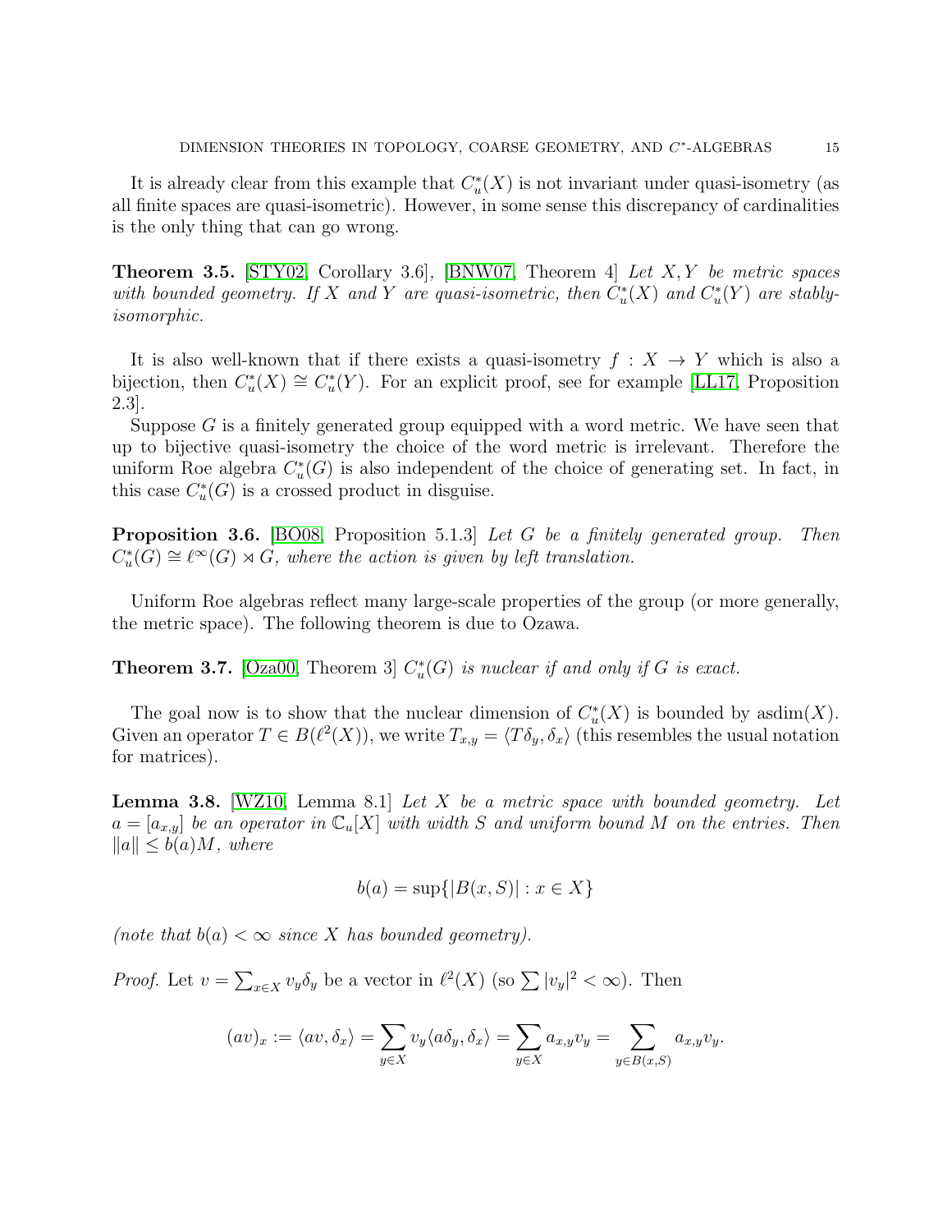It is already clear from this example that $C_u^*(X)$ is not invariant under quasi-isometry (as all finite spaces are quasi-isometric). However, in some sense this discrepancy of cardinalities is the only thing that can go wrong.

**Theorem 3.5.** [STY02, Corollary 3.6], [BNW07, Theorem 4] *Let $X, Y$ be metric spaces with bounded geometry. If $X$ and $Y$ are quasi-isometric, then $C_u^*(X)$ and $C_u^*(Y)$ are stably-isomorphic.*

It is also well-known that if there exists a quasi-isometry $f : X \to Y$ which is also a bijection, then $C_u^*(X) \cong C_u^*(Y)$. For an explicit proof, see for example [LL17, Proposition 2.3].

Suppose $G$ is a finitely generated group equipped with a word metric. We have seen that up to bijective quasi-isometry the choice of the word metric is irrelevant. Therefore the uniform Roe algebra $C_u^*(G)$ is also independent of the choice of generating set. In fact, in this case $C_u^*(G)$ is a crossed product in disguise.

**Proposition 3.6.** [BO08, Proposition 5.1.3] *Let $G$ be a finitely generated group. Then $C_u^*(G) \cong \ell^\infty(G) \rtimes G$, where the action is given by left translation.*

Uniform Roe algebras reflect many large-scale properties of the group (or more generally, the metric space). The following theorem is due to Ozawa.

**Theorem 3.7.** [Oza00, Theorem 3] *$C_u^*(G)$ is nuclear if and only if $G$ is exact.*

The goal now is to show that the nuclear dimension of $C_u^*(X)$ is bounded by $\operatorname{asdim}(X)$. Given an operator $T \in B(\ell^2(X))$, we write $T_{x,y} = \langle T\delta_y, \delta_x\rangle$ (this resembles the usual notation for matrices).

**Lemma 3.8.** [WZ10, Lemma 8.1] *Let $X$ be a metric space with bounded geometry. Let $a = [a_{x,y}]$ be an operator in $\mathbb{C}_u[X]$ with width $S$ and uniform bound $M$ on the entries. Then $\|a\| \leq b(a)M$, where*

$$b(a) = \sup\{|B(x, S)| : x \in X\}$$

*(note that $b(a) < \infty$ since $X$ has bounded geometry).*

*Proof.* Let $v = \sum_{x \in X} v_y \delta_y$ be a vector in $\ell^2(X)$ (so $\sum |v_y|^2 < \infty$). Then

$$(av)_x := \langle av, \delta_x\rangle = \sum_{y \in X} v_y \langle a\delta_y, \delta_x\rangle = \sum_{y \in X} a_{x,y} v_y = \sum_{y \in B(x,S)} a_{x,y} v_y.$$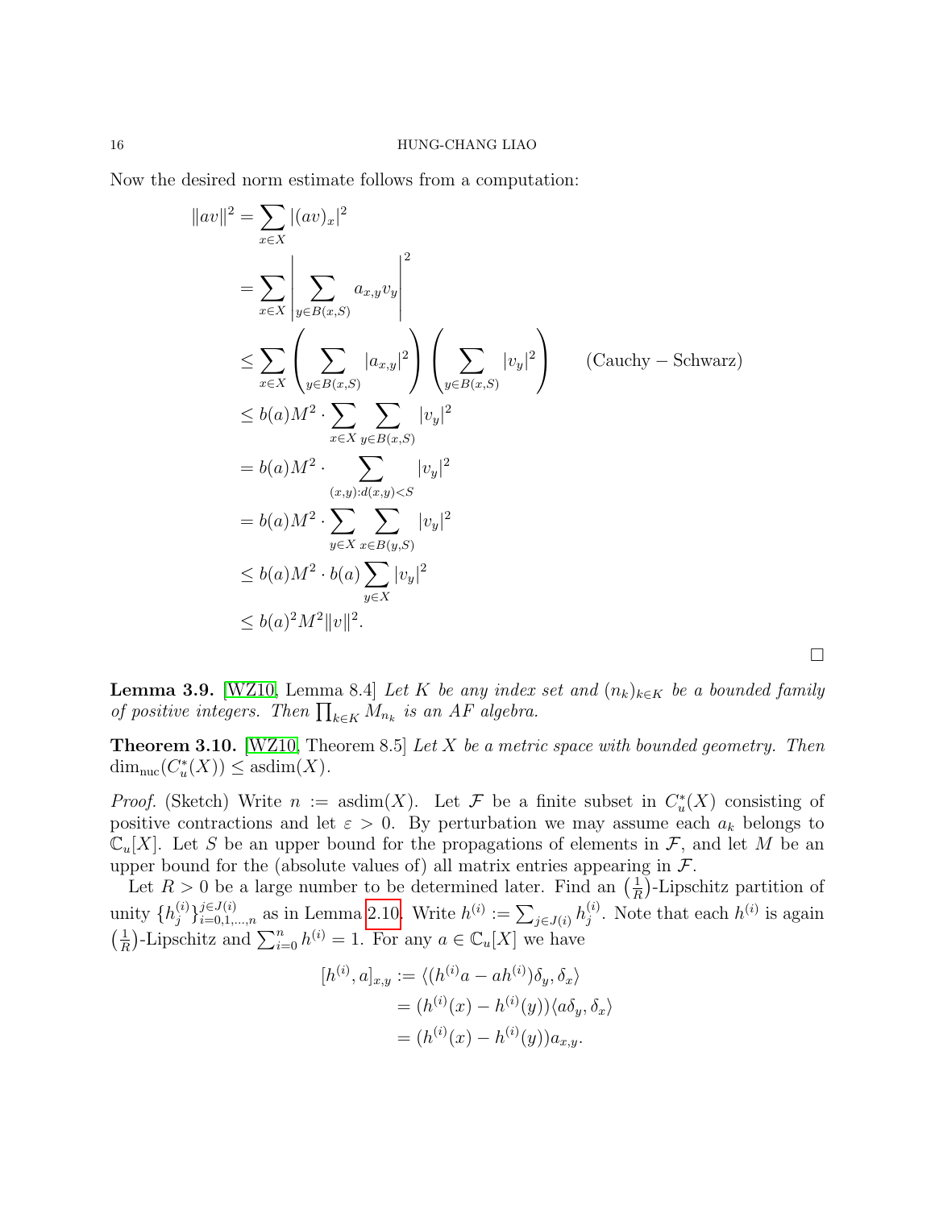Now the desired norm estimate follows from a computation:

$$
\begin{aligned}
\|av\|^2 &= \sum_{x\in X} |(av)_x|^2 \\
&= \sum_{x\in X} \left| \sum_{y\in B(x,S)} a_{x,y} v_y \right|^2 \\
&\leq \sum_{x\in X} \left( \sum_{y\in B(x,S)} |a_{x,y}|^2 \right) \left( \sum_{y\in B(x,S)} |v_y|^2 \right) \qquad \text{(Cauchy} - \text{Schwarz)} \\
&\leq b(a)M^2 \cdot \sum_{x\in X} \sum_{y\in B(x,S)} |v_y|^2 \\
&= b(a)M^2 \cdot \sum_{(x,y):d(x,y)<S} |v_y|^2 \\
&= b(a)M^2 \cdot \sum_{y\in X} \sum_{x\in B(y,S)} |v_y|^2 \\
&\leq b(a)M^2 \cdot b(a) \sum_{y\in X} |v_y|^2 \\
&\leq b(a)^2 M^2 \|v\|^2.
\end{aligned}
$$

□

**Lemma 3.9.** [WZ10, Lemma 8.4] *Let $K$ be any index set and $(n_k)_{k\in K}$ be a bounded family of positive integers. Then $\prod_{k\in K} M_{n_k}$ is an AF algebra.*

**Theorem 3.10.** [WZ10, Theorem 8.5] *Let $X$ be a metric space with bounded geometry. Then $\dim_{\mathrm{nuc}}(C_u^*(X)) \leq \operatorname{asdim}(X)$.*

*Proof.* (Sketch) Write $n := \operatorname{asdim}(X)$. Let $\mathcal{F}$ be a finite subset in $C_u^*(X)$ consisting of positive contractions and let $\varepsilon > 0$. By perturbation we may assume each $a_k$ belongs to $\mathbb{C}_u[X]$. Let $S$ be an upper bound for the propagations of elements in $\mathcal{F}$, and let $M$ be an upper bound for the (absolute values of) all matrix entries appearing in $\mathcal{F}$.

Let $R > 0$ be a large number to be determined later. Find an $\left(\frac{1}{R}\right)$-Lipschitz partition of unity $\{h_j^{(i)}\}_{i=0,1,\ldots,n}^{j\in J(i)}$ as in Lemma 2.10. Write $h^{(i)} := \sum_{j\in J(i)} h_j^{(i)}$. Note that each $h^{(i)}$ is again $\left(\frac{1}{R}\right)$-Lipschitz and $\sum_{i=0}^n h^{(i)} = 1$. For any $a \in \mathbb{C}_u[X]$ we have

$$
\begin{aligned}
[h^{(i)}, a]_{x,y} &:= \langle (h^{(i)}a - ah^{(i)})\delta_y, \delta_x \rangle \\
&= (h^{(i)}(x) - h^{(i)}(y)) \langle a\delta_y, \delta_x \rangle \\
&= (h^{(i)}(x) - h^{(i)}(y)) a_{x,y}.
\end{aligned}
$$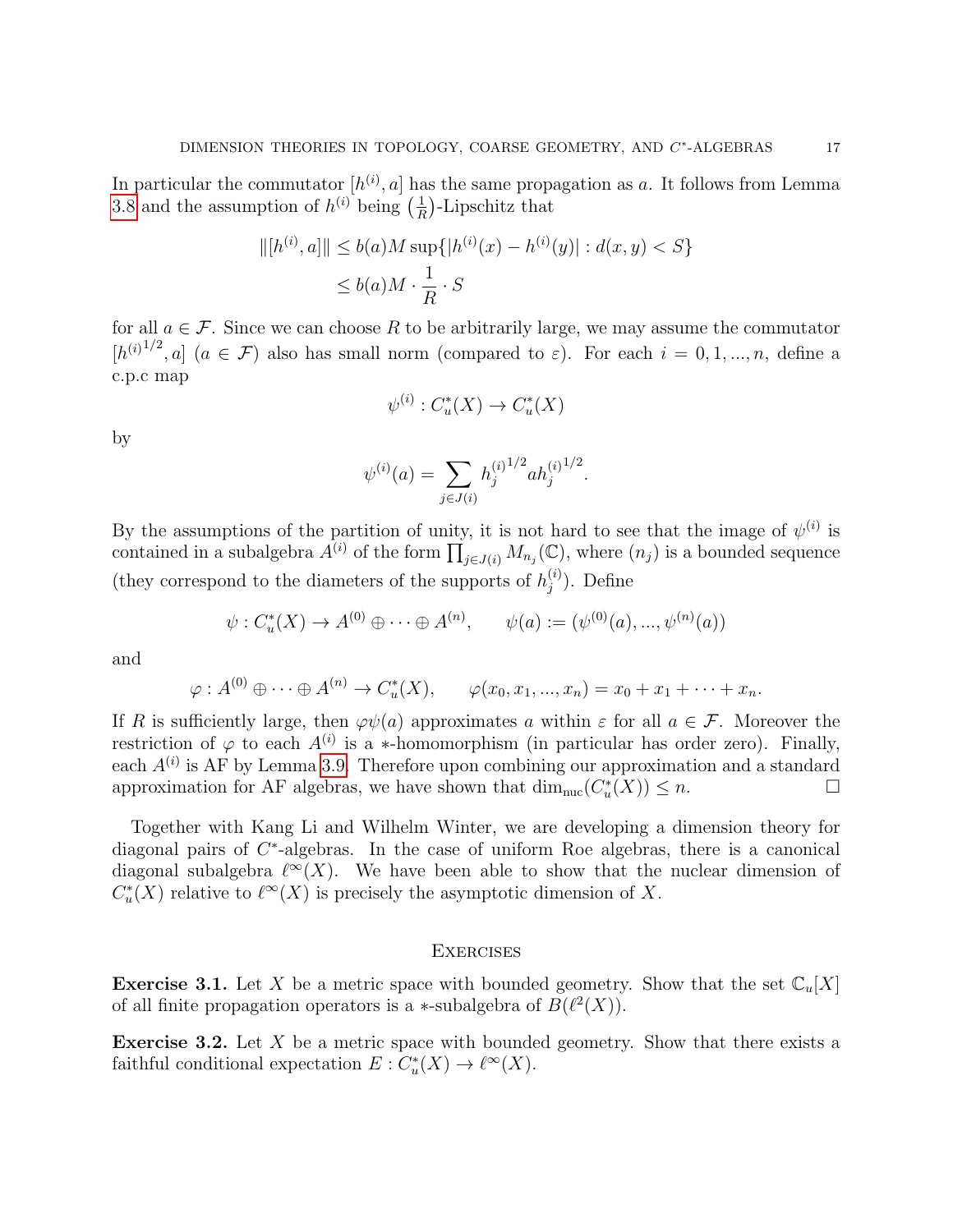In particular the commutator $[h^{(i)}, a]$ has the same propagation as $a$. It follows from Lemma 3.8 and the assumption of $h^{(i)}$ being $\left(\frac{1}{R}\right)$-Lipschitz that

$$\begin{aligned}\|[h^{(i)}, a]\| &\leq b(a)M \sup\{|h^{(i)}(x) - h^{(i)}(y)| : d(x,y) < S\} \\ &\leq b(a)M \cdot \frac{1}{R} \cdot S\end{aligned}$$

for all $a \in \mathcal{F}$. Since we can choose $R$ to be arbitrarily large, we may assume the commutator $[{h^{(i)}}^{1/2}, a]$ ($a \in \mathcal{F}$) also has small norm (compared to $\varepsilon$). For each $i = 0, 1, ..., n$, define a c.p.c map

$$\psi^{(i)} : C_u^*(X) \to C_u^*(X)$$

by

$$\psi^{(i)}(a) = \sum_{j \in J(i)} {h_j^{(i)}}^{1/2} a {h_j^{(i)}}^{1/2}.$$

By the assumptions of the partition of unity, it is not hard to see that the image of $\psi^{(i)}$ is contained in a subalgebra $A^{(i)}$ of the form $\prod_{j \in J(i)} M_{n_j}(\mathbb{C})$, where $(n_j)$ is a bounded sequence (they correspond to the diameters of the supports of $h_j^{(i)}$). Define

$$\psi : C_u^*(X) \to A^{(0)} \oplus \cdots \oplus A^{(n)}, \qquad \psi(a) := (\psi^{(0)}(a), ..., \psi^{(n)}(a))$$

and

$$\varphi : A^{(0)} \oplus \cdots \oplus A^{(n)} \to C_u^*(X), \qquad \varphi(x_0, x_1, ..., x_n) = x_0 + x_1 + \cdots + x_n.$$

If $R$ is sufficiently large, then $\varphi\psi(a)$ approximates $a$ within $\varepsilon$ for all $a \in \mathcal{F}$. Moreover the restriction of $\varphi$ to each $A^{(i)}$ is a $*$-homomorphism (in particular has order zero). Finally, each $A^{(i)}$ is AF by Lemma 3.9. Therefore upon combining our approximation and a standard approximation for AF algebras, we have shown that $\dim_{\mathrm{nuc}}(C_u^*(X)) \leq n$. □

Together with Kang Li and Wilhelm Winter, we are developing a dimension theory for diagonal pairs of $C^*$-algebras. In the case of uniform Roe algebras, there is a canonical diagonal subalgebra $\ell^\infty(X)$. We have been able to show that the nuclear dimension of $C_u^*(X)$ relative to $\ell^\infty(X)$ is precisely the asymptotic dimension of $X$.

## Exercises

**Exercise 3.1.** Let $X$ be a metric space with bounded geometry. Show that the set $\mathbb{C}_u[X]$ of all finite propagation operators is a $*$-subalgebra of $B(\ell^2(X))$.

**Exercise 3.2.** Let $X$ be a metric space with bounded geometry. Show that there exists a faithful conditional expectation $E : C_u^*(X) \to \ell^\infty(X)$.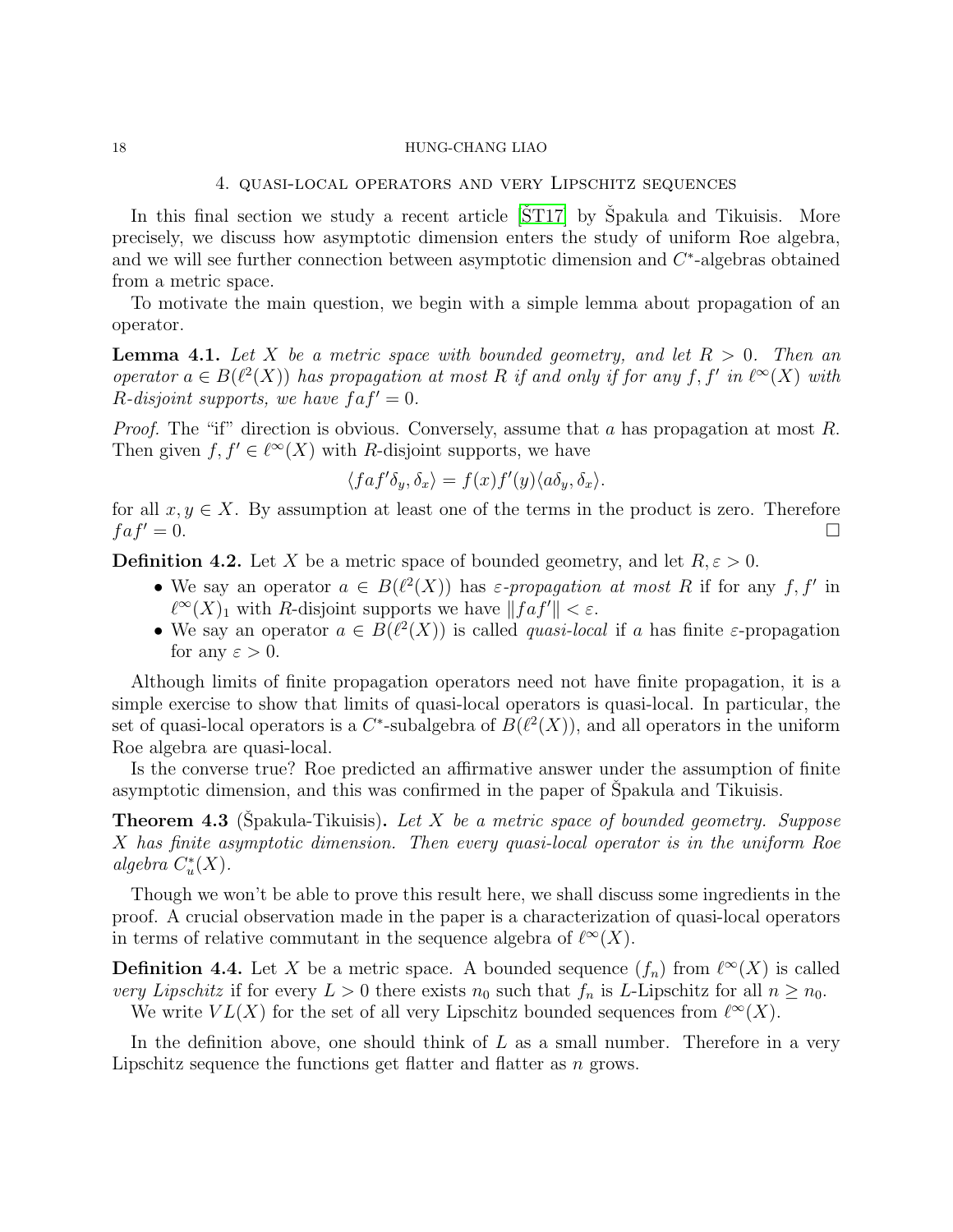## 4. Quasi-local operators and very Lipschitz sequences

In this final section we study a recent article [ŠT17] by Špakula and Tikuisis. More precisely, we discuss how asymptotic dimension enters the study of uniform Roe algebra, and we will see further connection between asymptotic dimension and $C^*$-algebras obtained from a metric space.

To motivate the main question, we begin with a simple lemma about propagation of an operator.

**Lemma 4.1.** *Let $X$ be a metric space with bounded geometry, and let $R > 0$. Then an operator $a \in B(\ell^2(X))$ has propagation at most $R$ if and only if for any $f, f'$ in $\ell^\infty(X)$ with $R$-disjoint supports, we have $faf' = 0$.*

*Proof.* The "if" direction is obvious. Conversely, assume that $a$ has propagation at most $R$. Then given $f, f' \in \ell^\infty(X)$ with $R$-disjoint supports, we have

$$\langle faf'\delta_y, \delta_x\rangle = f(x)f'(y)\langle a\delta_y, \delta_x\rangle.$$

for all $x, y \in X$. By assumption at least one of the terms in the product is zero. Therefore $faf' = 0$. $\square$

**Definition 4.2.** Let $X$ be a metric space of bounded geometry, and let $R, \varepsilon > 0$.

- We say an operator $a \in B(\ell^2(X))$ has *$\varepsilon$-propagation at most $R$* if for any $f, f'$ in $\ell^\infty(X)_1$ with $R$-disjoint supports we have $\|faf'\| < \varepsilon$.
- We say an operator $a \in B(\ell^2(X))$ is called *quasi-local* if $a$ has finite $\varepsilon$-propagation for any $\varepsilon > 0$.

Although limits of finite propagation operators need not have finite propagation, it is a simple exercise to show that limits of quasi-local operators is quasi-local. In particular, the set of quasi-local operators is a $C^*$-subalgebra of $B(\ell^2(X))$, and all operators in the uniform Roe algebra are quasi-local.

Is the converse true? Roe predicted an affirmative answer under the assumption of finite asymptotic dimension, and this was confirmed in the paper of Špakula and Tikuisis.

**Theorem 4.3** (Špakula-Tikuisis)**.** *Let $X$ be a metric space of bounded geometry. Suppose $X$ has finite asymptotic dimension. Then every quasi-local operator is in the uniform Roe algebra $C_u^*(X)$.*

Though we won't be able to prove this result here, we shall discuss some ingredients in the proof. A crucial observation made in the paper is a characterization of quasi-local operators in terms of relative commutant in the sequence algebra of $\ell^\infty(X)$.

**Definition 4.4.** Let $X$ be a metric space. A bounded sequence $(f_n)$ from $\ell^\infty(X)$ is called *very Lipschitz* if for every $L > 0$ there exists $n_0$ such that $f_n$ is $L$-Lipschitz for all $n \geq n_0$.

We write $VL(X)$ for the set of all very Lipschitz bounded sequences from $\ell^\infty(X)$.

In the definition above, one should think of $L$ as a small number. Therefore in a very Lipschitz sequence the functions get flatter and flatter as $n$ grows.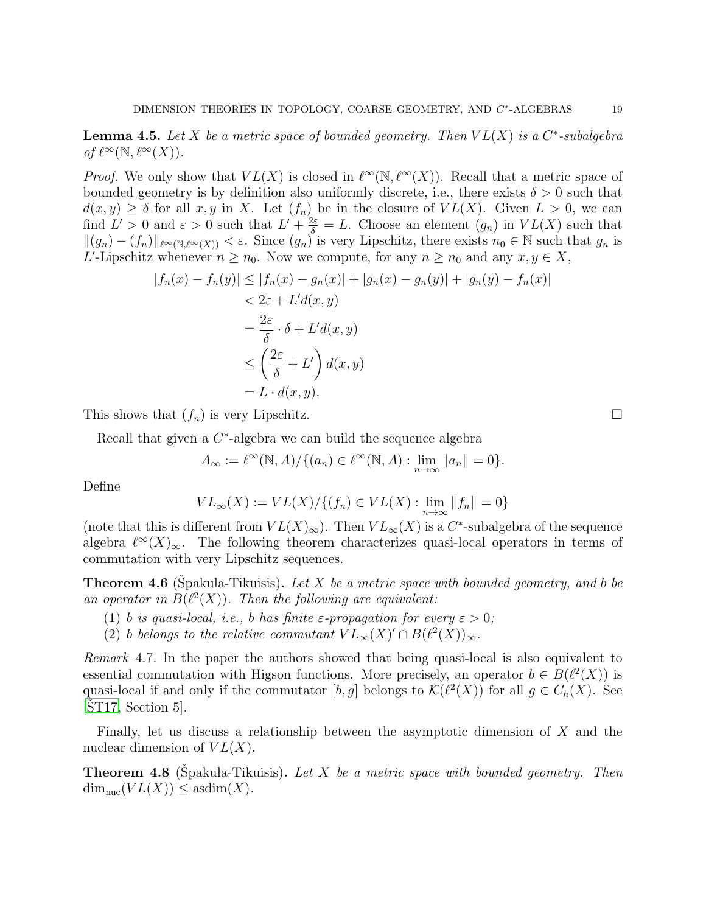**Lemma 4.5.** *Let $X$ be a metric space of bounded geometry. Then $VL(X)$ is a $C^*$-subalgebra of $\ell^\infty(\mathbb{N}, \ell^\infty(X))$.*

*Proof.* We only show that $VL(X)$ is closed in $\ell^\infty(\mathbb{N}, \ell^\infty(X))$. Recall that a metric space of bounded geometry is by definition also uniformly discrete, i.e., there exists $\delta > 0$ such that $d(x, y) \geq \delta$ for all $x, y$ in $X$. Let $(f_n)$ be in the closure of $VL(X)$. Given $L > 0$, we can find $L' > 0$ and $\varepsilon > 0$ such that $L' + \frac{2\varepsilon}{\delta} = L$. Choose an element $(g_n)$ in $VL(X)$ such that $\|(g_n) - (f_n)\|_{\ell^\infty(\mathbb{N},\ell^\infty(X))} < \varepsilon$. Since $(g_n)$ is very Lipschitz, there exists $n_0 \in \mathbb{N}$ such that $g_n$ is $L'$-Lipschitz whenever $n \geq n_0$. Now we compute, for any $n \geq n_0$ and any $x, y \in X$,

$$
\begin{aligned}
|f_n(x) - f_n(y)| &\leq |f_n(x) - g_n(x)| + |g_n(x) - g_n(y)| + |g_n(y) - f_n(x)| \\
&< 2\varepsilon + L'd(x, y) \\
&= \frac{2\varepsilon}{\delta} \cdot \delta + L'd(x, y) \\
&\leq \left( \frac{2\varepsilon}{\delta} + L' \right) d(x, y) \\
&= L \cdot d(x, y).
\end{aligned}
$$

This shows that $(f_n)$ is very Lipschitz. $\square$

Recall that given a $C^*$-algebra we can build the sequence algebra

$$A_\infty := \ell^\infty(\mathbb{N}, A)/\{(a_n) \in \ell^\infty(\mathbb{N}, A) : \lim_{n\to\infty} \|a_n\| = 0\}.$$

Define

$$VL_\infty(X) := VL(X)/\{(f_n) \in VL(X) : \lim_{n\to\infty} \|f_n\| = 0\}$$

(note that this is different from $VL(X)_\infty$). Then $VL_\infty(X)$ is a $C^*$-subalgebra of the sequence algebra $\ell^\infty(X)_\infty$. The following theorem characterizes quasi-local operators in terms of commutation with very Lipschitz sequences.

**Theorem 4.6** (Špakula-Tikuisis)**.** *Let $X$ be a metric space with bounded geometry, and $b$ be an operator in $B(\ell^2(X))$. Then the following are equivalent:*

1. *$b$ is quasi-local, i.e., $b$ has finite $\varepsilon$-propagation for every $\varepsilon > 0$;*
2. *$b$ belongs to the relative commutant $VL_\infty(X)' \cap B(\ell^2(X))_\infty$.*

*Remark* 4.7. In the paper the authors showed that being quasi-local is also equivalent to essential commutation with Higson functions. More precisely, an operator $b \in B(\ell^2(X))$ is quasi-local if and only if the commutator $[b, g]$ belongs to $\mathcal{K}(\ell^2(X))$ for all $g \in C_h(X)$. See [ŠT17, Section 5].

Finally, let us discuss a relationship between the asymptotic dimension of $X$ and the nuclear dimension of $VL(X)$.

**Theorem 4.8** (Špakula-Tikuisis)**.** *Let $X$ be a metric space with bounded geometry. Then $\dim_{\mathrm{nuc}}(VL(X)) \leq \mathrm{asdim}(X)$.*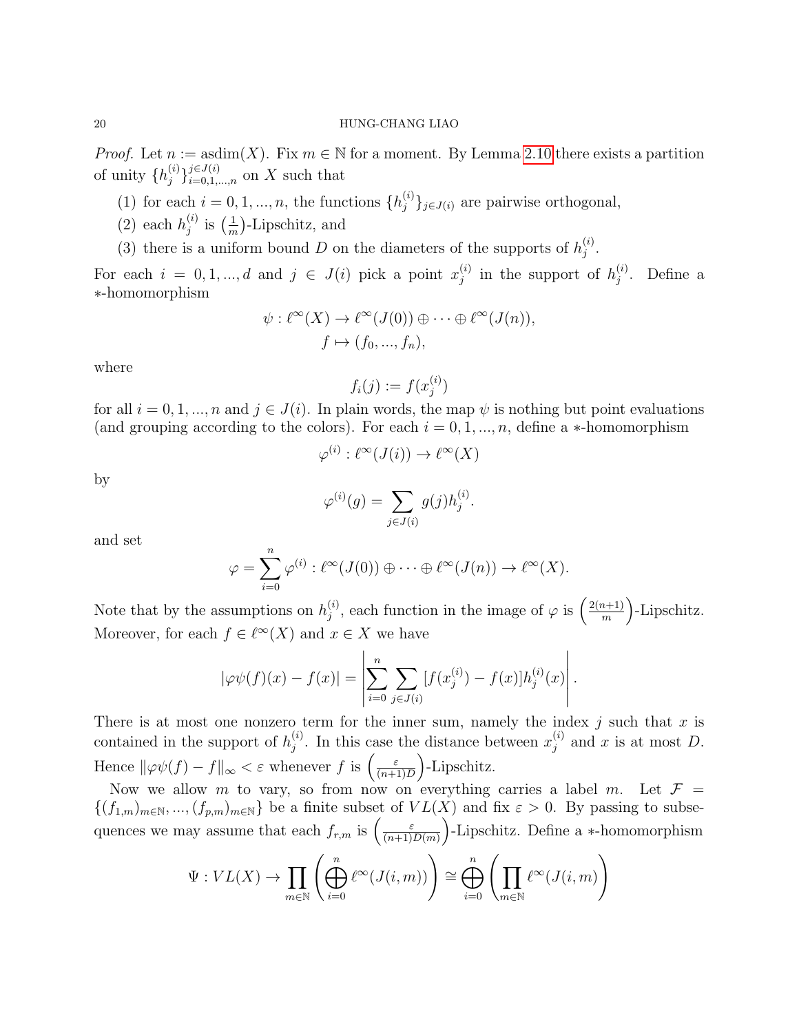*Proof.* Let $n := \text{asdim}(X)$. Fix $m \in \mathbb{N}$ for a moment. By Lemma 2.10 there exists a partition of unity $\{h_j^{(i)}\}_{i=0,1,...,n}^{j \in J(i)}$ on $X$ such that

(1) for each $i = 0, 1, ..., n$, the functions $\{h_j^{(i)}\}_{j \in J(i)}$ are pairwise orthogonal,
(2) each $h_j^{(i)}$ is $\left(\frac{1}{m}\right)$-Lipschitz, and
(3) there is a uniform bound $D$ on the diameters of the supports of $h_j^{(i)}$.

For each $i = 0, 1, ..., d$ and $j \in J(i)$ pick a point $x_j^{(i)}$ in the support of $h_j^{(i)}$. Define a $*$-homomorphism

$$\psi : \ell^\infty(X) \to \ell^\infty(J(0)) \oplus \cdots \oplus \ell^\infty(J(n)),$$
$$f \mapsto (f_0, ..., f_n),$$

where

$$f_i(j) := f(x_j^{(i)})$$

for all $i = 0, 1, ..., n$ and $j \in J(i)$. In plain words, the map $\psi$ is nothing but point evaluations (and grouping according to the colors). For each $i = 0, 1, ..., n$, define a $*$-homomorphism

$$\varphi^{(i)} : \ell^\infty(J(i)) \to \ell^\infty(X)$$

by

$$\varphi^{(i)}(g) = \sum_{j \in J(i)} g(j) h_j^{(i)}.$$

and set

$$\varphi = \sum_{i=0}^{n} \varphi^{(i)} : \ell^\infty(J(0)) \oplus \cdots \oplus \ell^\infty(J(n)) \to \ell^\infty(X).$$

Note that by the assumptions on $h_j^{(i)}$, each function in the image of $\varphi$ is $\left(\frac{2(n+1)}{m}\right)$-Lipschitz. Moreover, for each $f \in \ell^\infty(X)$ and $x \in X$ we have

$$|\varphi\psi(f)(x) - f(x)| = \left| \sum_{i=0}^{n} \sum_{j \in J(i)} [f(x_j^{(i)}) - f(x)] h_j^{(i)}(x) \right|.$$

There is at most one nonzero term for the inner sum, namely the index $j$ such that $x$ is contained in the support of $h_j^{(i)}$. In this case the distance between $x_j^{(i)}$ and $x$ is at most $D$. Hence $\|\varphi\psi(f) - f\|_\infty < \varepsilon$ whenever $f$ is $\left(\frac{\varepsilon}{(n+1)D}\right)$-Lipschitz.

Now we allow $m$ to vary, so from now on everything carries a label $m$. Let $\mathcal{F} = \{(f_{1,m})_{m \in \mathbb{N}}, ..., (f_{p,m})_{m \in \mathbb{N}}\}$ be a finite subset of $VL(X)$ and fix $\varepsilon > 0$. By passing to subsequences we may assume that each $f_{r,m}$ is $\left(\frac{\varepsilon}{(n+1)D(m)}\right)$-Lipschitz. Define a $*$-homomorphism

$$\Psi : VL(X) \to \prod_{m \in \mathbb{N}} \left( \bigoplus_{i=0}^{n} \ell^\infty(J(i,m)) \right) \cong \bigoplus_{i=0}^{n} \left( \prod_{m \in \mathbb{N}} \ell^\infty(J(i,m) \right)$$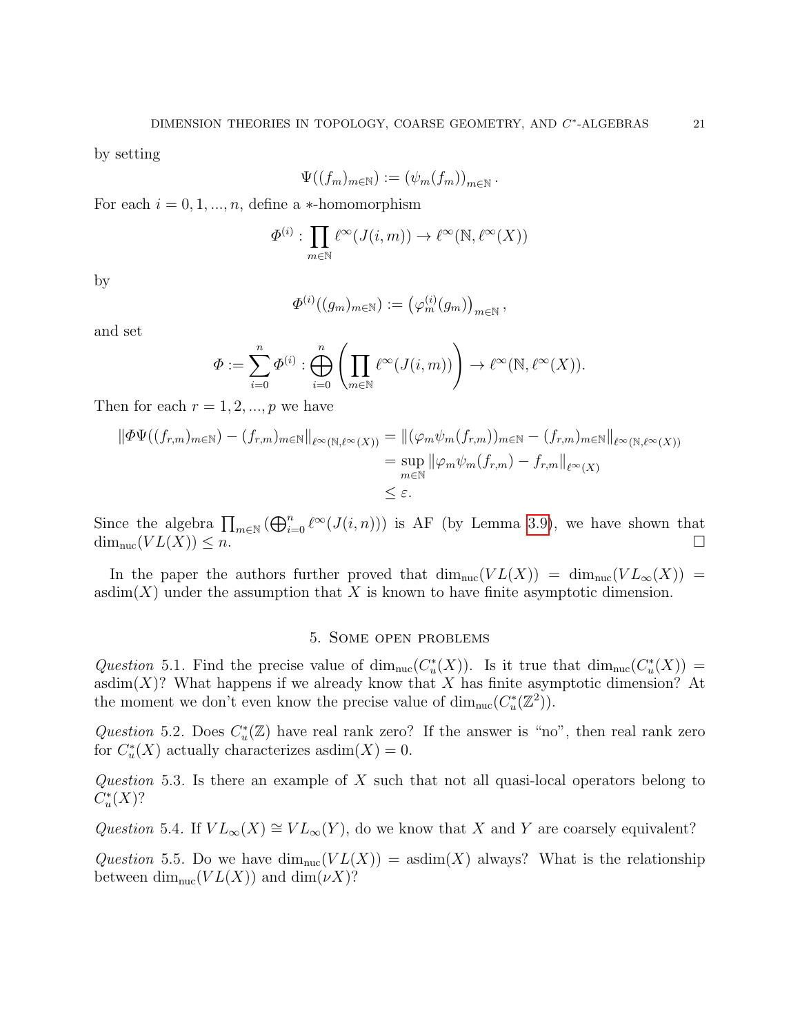by setting

$$\Psi((f_m)_{m\in\mathbb{N}}) := (\psi_m(f_m))_{m\in\mathbb{N}}.$$

For each $i = 0, 1, ..., n$, define a $*$-homomorphism

$$\Phi^{(i)} : \prod_{m\in\mathbb{N}} \ell^\infty(J(i,m)) \to \ell^\infty(\mathbb{N}, \ell^\infty(X))$$

by

$$\Phi^{(i)}((g_m)_{m\in\mathbb{N}}) := \left(\varphi_m^{(i)}(g_m)\right)_{m\in\mathbb{N}},$$

and set

$$\Phi := \sum_{i=0}^{n} \Phi^{(i)} : \bigoplus_{i=0}^{n} \left( \prod_{m\in\mathbb{N}} \ell^\infty(J(i,m)) \right) \to \ell^\infty(\mathbb{N}, \ell^\infty(X)).$$

Then for each $r = 1, 2, ..., p$ we have

$$\begin{aligned}
\|\Phi\Psi((f_{r,m})_{m\in\mathbb{N}}) - (f_{r,m})_{m\in\mathbb{N}}\|_{\ell^\infty(\mathbb{N},\ell^\infty(X))} &= \|(\varphi_m\psi_m(f_{r,m}))_{m\in\mathbb{N}} - (f_{r,m})_{m\in\mathbb{N}}\|_{\ell^\infty(\mathbb{N},\ell^\infty(X))} \\
&= \sup_{m\in\mathbb{N}} \|\varphi_m\psi_m(f_{r,m}) - f_{r,m}\|_{\ell^\infty(X)} \\
&\le \varepsilon.
\end{aligned}$$

Since the algebra $\prod_{m\in\mathbb{N}} (\bigoplus_{i=0}^{n} \ell^\infty(J(i,n)))$ is AF (by Lemma 3.9), we have shown that $\dim_{\text{nuc}}(VL(X)) \le n$. □

In the paper the authors further proved that $\dim_{\text{nuc}}(VL(X)) = \dim_{\text{nuc}}(VL_\infty(X)) = \text{asdim}(X)$ under the assumption that $X$ is known to have finite asymptotic dimension.

## 5. Some open problems

*Question* 5.1. Find the precise value of $\dim_{\text{nuc}}(C_u^*(X))$. Is it true that $\dim_{\text{nuc}}(C_u^*(X)) = \text{asdim}(X)$? What happens if we already know that $X$ has finite asymptotic dimension? At the moment we don't even know the precise value of $\dim_{\text{nuc}}(C_u^*(\mathbb{Z}^2))$.

*Question* 5.2. Does $C_u^*(\mathbb{Z})$ have real rank zero? If the answer is "no", then real rank zero for $C_u^*(X)$ actually characterizes $\text{asdim}(X) = 0$.

*Question* 5.3. Is there an example of $X$ such that not all quasi-local operators belong to $C_u^*(X)$?

*Question* 5.4. If $VL_\infty(X) \cong VL_\infty(Y)$, do we know that $X$ and $Y$ are coarsely equivalent?

*Question* 5.5. Do we have $\dim_{\text{nuc}}(VL(X)) = \text{asdim}(X)$ always? What is the relationship between $\dim_{\text{nuc}}(VL(X))$ and $\dim(\nu X)$?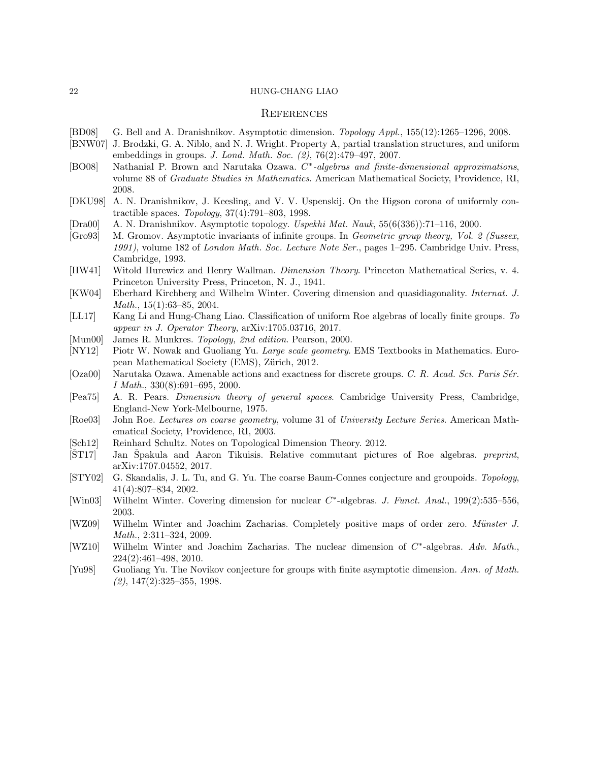## References

[BD08] G. Bell and A. Dranishnikov. Asymptotic dimension. *Topology Appl.*, 155(12):1265–1296, 2008.

[BNW07] J. Brodzki, G. A. Niblo, and N. J. Wright. Property A, partial translation structures, and uniform embeddings in groups. *J. Lond. Math. Soc. (2)*, 76(2):479–497, 2007.

[BO08] Nathanial P. Brown and Narutaka Ozawa. *$C^*$-algebras and finite-dimensional approximations*, volume 88 of *Graduate Studies in Mathematics*. American Mathematical Society, Providence, RI, 2008.

[DKU98] A. N. Dranishnikov, J. Keesling, and V. V. Uspenskij. On the Higson corona of uniformly contractible spaces. *Topology*, 37(4):791–803, 1998.

[Dra00] A. N. Dranishnikov. Asymptotic topology. *Uspekhi Mat. Nauk*, 55(6(336)):71–116, 2000.

[Gro93] M. Gromov. Asymptotic invariants of infinite groups. In *Geometric group theory, Vol. 2 (Sussex, 1991)*, volume 182 of *London Math. Soc. Lecture Note Ser.*, pages 1–295. Cambridge Univ. Press, Cambridge, 1993.

[HW41] Witold Hurewicz and Henry Wallman. *Dimension Theory*. Princeton Mathematical Series, v. 4. Princeton University Press, Princeton, N. J., 1941.

[KW04] Eberhard Kirchberg and Wilhelm Winter. Covering dimension and quasidiagonality. *Internat. J. Math.*, 15(1):63–85, 2004.

[LL17] Kang Li and Hung-Chang Liao. Classification of uniform Roe algebras of locally finite groups. *To appear in J. Operator Theory*, arXiv:1705.03716, 2017.

[Mun00] James R. Munkres. *Topology, 2nd edition*. Pearson, 2000.

[NY12] Piotr W. Nowak and Guoliang Yu. *Large scale geometry*. EMS Textbooks in Mathematics. European Mathematical Society (EMS), Zürich, 2012.

[Oza00] Narutaka Ozawa. Amenable actions and exactness for discrete groups. *C. R. Acad. Sci. Paris Sér. I Math.*, 330(8):691–695, 2000.

[Pea75] A. R. Pears. *Dimension theory of general spaces*. Cambridge University Press, Cambridge, England-New York-Melbourne, 1975.

[Roe03] John Roe. *Lectures on coarse geometry*, volume 31 of *University Lecture Series*. American Mathematical Society, Providence, RI, 2003.

[Sch12] Reinhard Schultz. Notes on Topological Dimension Theory. 2012.

[ŠT17] Jan Špakula and Aaron Tikuisis. Relative commutant pictures of Roe algebras. *preprint*, arXiv:1707.04552, 2017.

[STY02] G. Skandalis, J. L. Tu, and G. Yu. The coarse Baum-Connes conjecture and groupoids. *Topology*, 41(4):807–834, 2002.

[Win03] Wilhelm Winter. Covering dimension for nuclear $C^*$-algebras. *J. Funct. Anal.*, 199(2):535–556, 2003.

[WZ09] Wilhelm Winter and Joachim Zacharias. Completely positive maps of order zero. *Münster J. Math.*, 2:311–324, 2009.

[WZ10] Wilhelm Winter and Joachim Zacharias. The nuclear dimension of $C^*$-algebras. *Adv. Math.*, 224(2):461–498, 2010.

[Yu98] Guoliang Yu. The Novikov conjecture for groups with finite asymptotic dimension. *Ann. of Math. (2)*, 147(2):325–355, 1998.